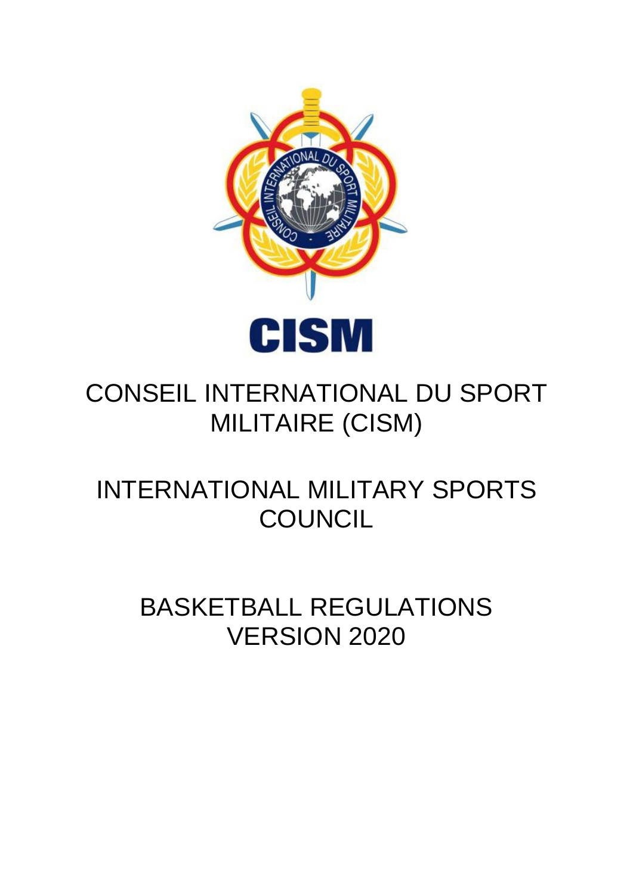CISM

# CONSEIL INTERNATIONAL DU SPORT MILITAIRE (CISM)

# INTERNATIONAL MILITARY SPORTS COUNCIL

# BASKETBALL REGULATIONS VERSION 2020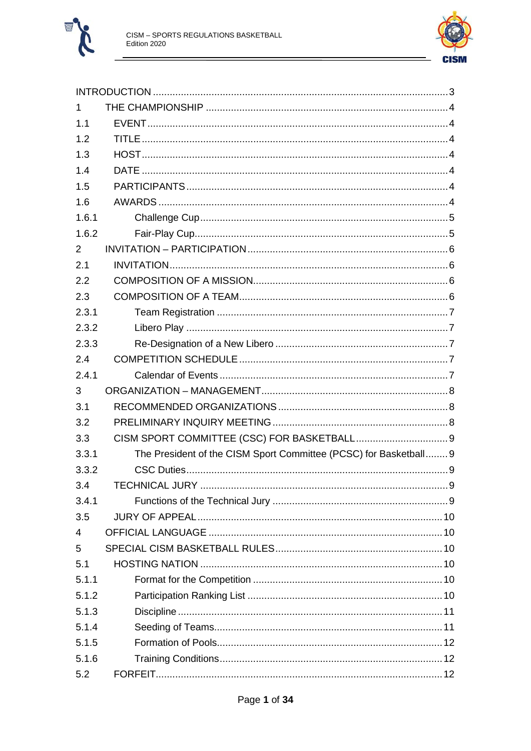| | | |
|---|---|---|
| INTRODUCTION | | 3 |
| 1 | THE CHAMPIONSHIP | 4 |
| 1.1 | EVENT | 4 |
| 1.2 | TITLE | 4 |
| 1.3 | HOST | 4 |
| 1.4 | DATE | 4 |
| 1.5 | PARTICIPANTS | 4 |
| 1.6 | AWARDS | 4 |
| 1.6.1 | Challenge Cup | 5 |
| 1.6.2 | Fair-Play Cup | 5 |
| 2 | INVITATION – PARTICIPATION | 6 |
| 2.1 | INVITATION | 6 |
| 2.2 | COMPOSITION OF A MISSION | 6 |
| 2.3 | COMPOSITION OF A TEAM | 6 |
| 2.3.1 | Team Registration | 7 |
| 2.3.2 | Libero Play | 7 |
| 2.3.3 | Re-Designation of a New Libero | 7 |
| 2.4 | COMPETITION SCHEDULE | 7 |
| 2.4.1 | Calendar of Events | 7 |
| 3 | ORGANIZATION – MANAGEMENT | 8 |
| 3.1 | RECOMMENDED ORGANIZATIONS | 8 |
| 3.2 | PRELIMINARY INQUIRY MEETING | 8 |
| 3.3 | CISM SPORT COMMITTEE (CSC) FOR BASKETBALL | 9 |
| 3.3.1 | The President of the CISM Sport Committee (PCSC) for Basketball | 9 |
| 3.3.2 | CSC Duties | 9 |
| 3.4 | TECHNICAL JURY | 9 |
| 3.4.1 | Functions of the Technical Jury | 9 |
| 3.5 | JURY OF APPEAL | 10 |
| 4 | OFFICIAL LANGUAGE | 10 |
| 5 | SPECIAL CISM BASKETBALL RULES | 10 |
| 5.1 | HOSTING NATION | 10 |
| 5.1.1 | Format for the Competition | 10 |
| 5.1.2 | Participation Ranking List | 10 |
| 5.1.3 | Discipline | 11 |
| 5.1.4 | Seeding of Teams | 11 |
| 5.1.5 | Formation of Pools | 12 |
| 5.1.6 | Training Conditions | 12 |
| 5.2 | FORFEIT | 12 |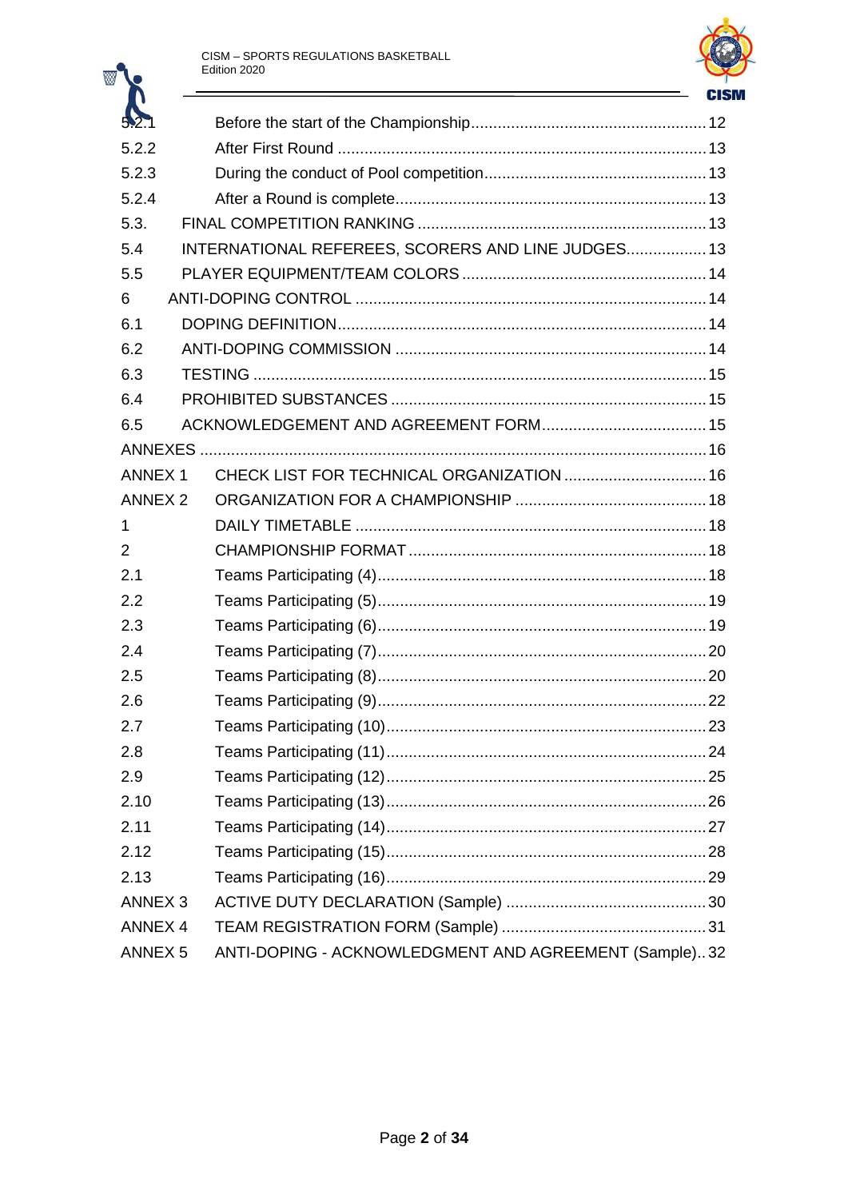5.2.1 Before the start of the Championship.....12
5.2.2 After First Round.....13
5.2.3 During the conduct of Pool competition.....13
5.2.4 After a Round is complete.....13
5.3. FINAL COMPETITION RANKING.....13
5.4 INTERNATIONAL REFEREES, SCORERS AND LINE JUDGES.....13
5.5 PLAYER EQUIPMENT/TEAM COLORS.....14
6 ANTI-DOPING CONTROL.....14
6.1 DOPING DEFINITION.....14
6.2 ANTI-DOPING COMMISSION.....14
6.3 TESTING.....15
6.4 PROHIBITED SUBSTANCES.....15
6.5 ACKNOWLEDGEMENT AND AGREEMENT FORM.....15
ANNEXES.....16
ANNEX 1 CHECK LIST FOR TECHNICAL ORGANIZATION.....16
ANNEX 2 ORGANIZATION FOR A CHAMPIONSHIP.....18
1 DAILY TIMETABLE.....18
2 CHAMPIONSHIP FORMAT.....18
2.1 Teams Participating (4).....18
2.2 Teams Participating (5).....19
2.3 Teams Participating (6).....19
2.4 Teams Participating (7).....20
2.5 Teams Participating (8).....20
2.6 Teams Participating (9).....22
2.7 Teams Participating (10).....23
2.8 Teams Participating (11).....24
2.9 Teams Participating (12).....25
2.10 Teams Participating (13).....26
2.11 Teams Participating (14).....27
2.12 Teams Participating (15).....28
2.13 Teams Participating (16).....29
ANNEX 3 ACTIVE DUTY DECLARATION (Sample).....30
ANNEX 4 TEAM REGISTRATION FORM (Sample).....31
ANNEX 5 ANTI-DOPING - ACKNOWLEDGMENT AND AGREEMENT (Sample).....32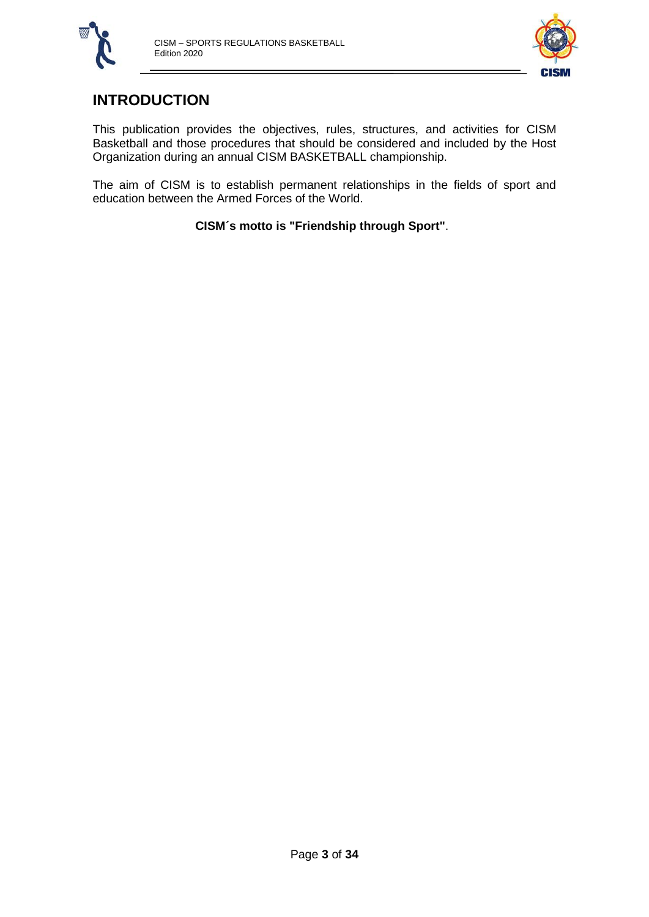# INTRODUCTION

This publication provides the objectives, rules, structures, and activities for CISM Basketball and those procedures that should be considered and included by the Host Organization during an annual CISM BASKETBALL championship.

The aim of CISM is to establish permanent relationships in the fields of sport and education between the Armed Forces of the World.

**CISM´s motto is "Friendship through Sport"**.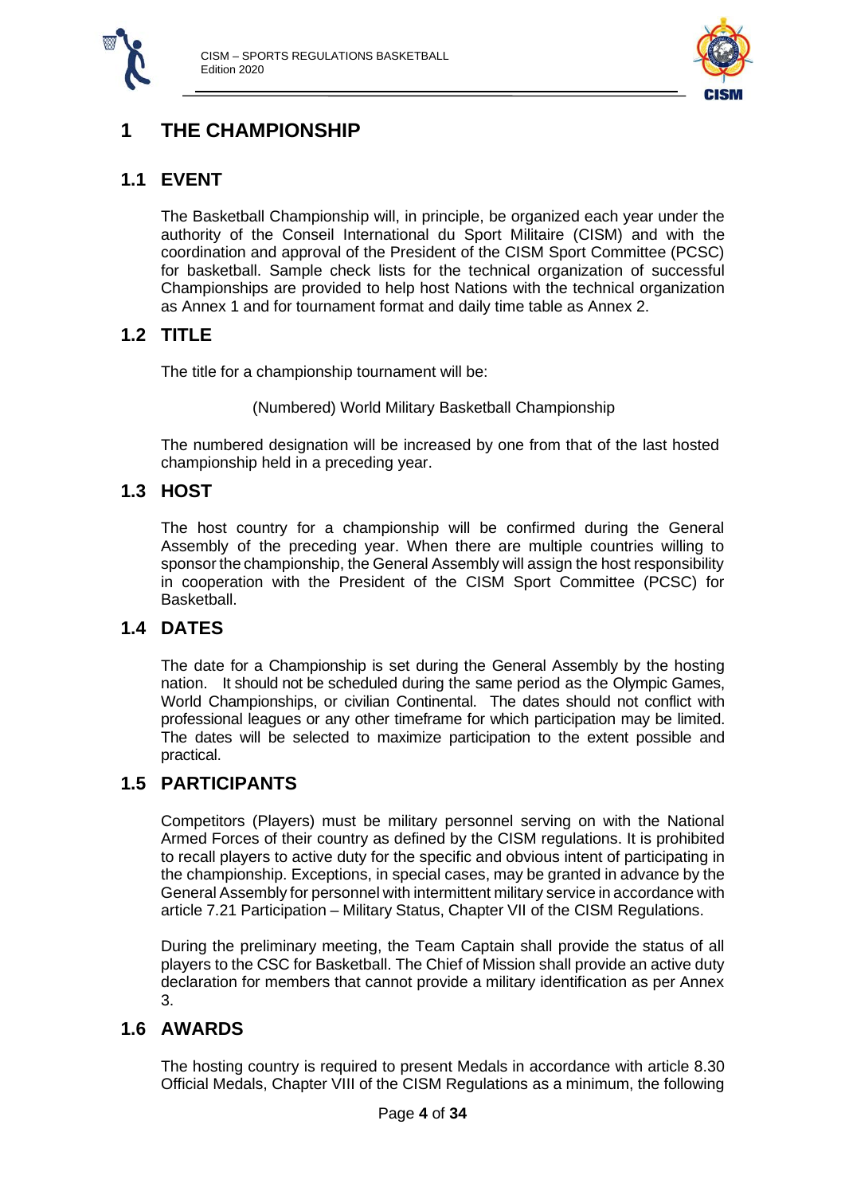# 1 THE CHAMPIONSHIP

## 1.1 EVENT

The Basketball Championship will, in principle, be organized each year under the authority of the Conseil International du Sport Militaire (CISM) and with the coordination and approval of the President of the CISM Sport Committee (PCSC) for basketball. Sample check lists for the technical organization of successful Championships are provided to help host Nations with the technical organization as Annex 1 and for tournament format and daily time table as Annex 2.

## 1.2 TITLE

The title for a championship tournament will be:

(Numbered) World Military Basketball Championship

The numbered designation will be increased by one from that of the last hosted championship held in a preceding year.

## 1.3 HOST

The host country for a championship will be confirmed during the General Assembly of the preceding year. When there are multiple countries willing to sponsor the championship, the General Assembly will assign the host responsibility in cooperation with the President of the CISM Sport Committee (PCSC) for Basketball.

## 1.4 DATES

The date for a Championship is set during the General Assembly by the hosting nation. It should not be scheduled during the same period as the Olympic Games, World Championships, or civilian Continental. The dates should not conflict with professional leagues or any other timeframe for which participation may be limited. The dates will be selected to maximize participation to the extent possible and practical.

## 1.5 PARTICIPANTS

Competitors (Players) must be military personnel serving on with the National Armed Forces of their country as defined by the CISM regulations. It is prohibited to recall players to active duty for the specific and obvious intent of participating in the championship. Exceptions, in special cases, may be granted in advance by the General Assembly for personnel with intermittent military service in accordance with article 7.21 Participation – Military Status, Chapter VII of the CISM Regulations.

During the preliminary meeting, the Team Captain shall provide the status of all players to the CSC for Basketball. The Chief of Mission shall provide an active duty declaration for members that cannot provide a military identification as per Annex 3.

## 1.6 AWARDS

The hosting country is required to present Medals in accordance with article 8.30 Official Medals, Chapter VIII of the CISM Regulations as a minimum, the following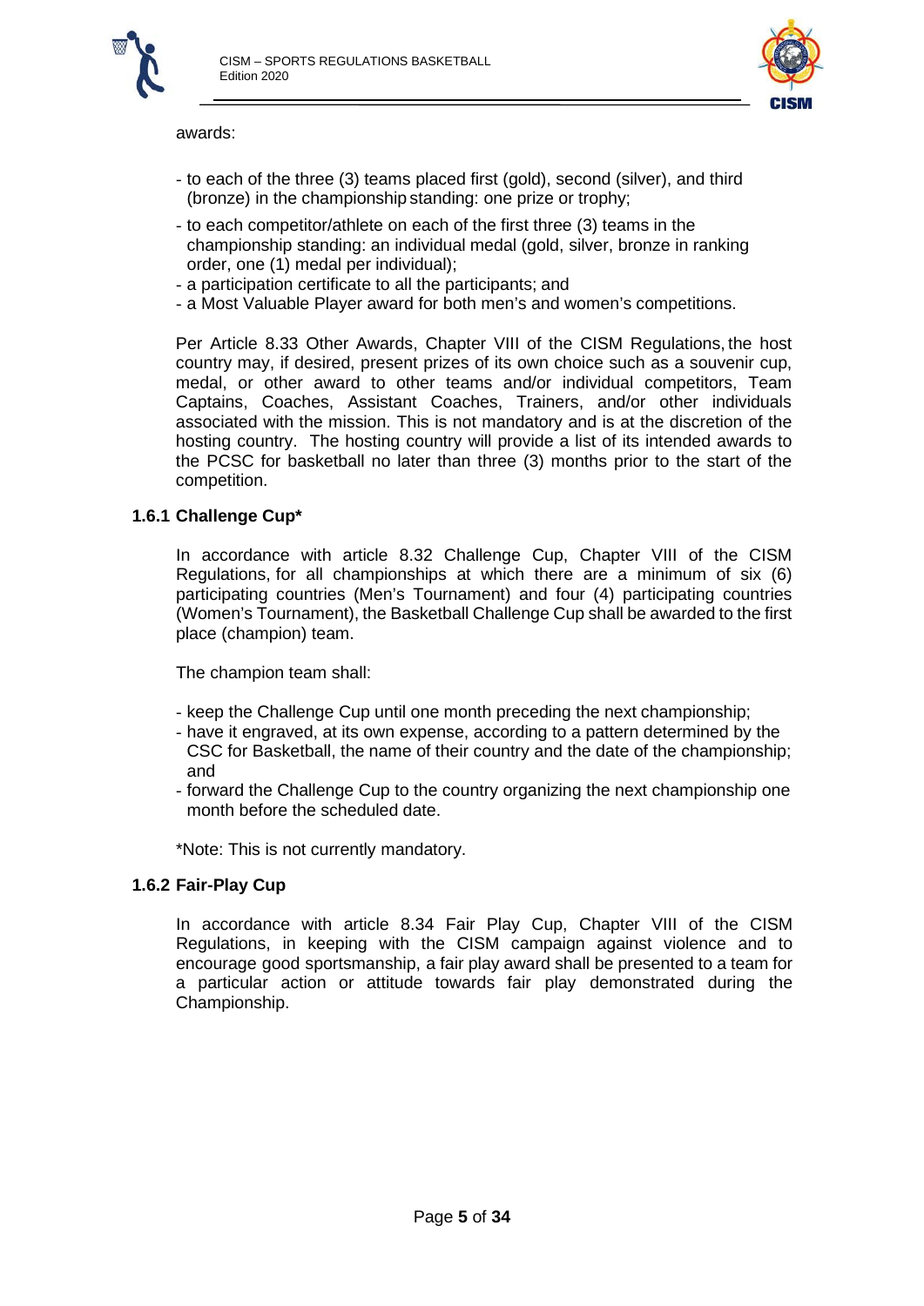awards:

- to each of the three (3) teams placed first (gold), second (silver), and third (bronze) in the championship standing: one prize or trophy;
- to each competitor/athlete on each of the first three (3) teams in the championship standing: an individual medal (gold, silver, bronze in ranking order, one (1) medal per individual);
- a participation certificate to all the participants; and
- a Most Valuable Player award for both men's and women's competitions.

Per Article 8.33 Other Awards, Chapter VIII of the CISM Regulations, the host country may, if desired, present prizes of its own choice such as a souvenir cup, medal, or other award to other teams and/or individual competitors, Team Captains, Coaches, Assistant Coaches, Trainers, and/or other individuals associated with the mission. This is not mandatory and is at the discretion of the hosting country. The hosting country will provide a list of its intended awards to the PCSC for basketball no later than three (3) months prior to the start of the competition.

### 1.6.1 Challenge Cup*

In accordance with article 8.32 Challenge Cup, Chapter VIII of the CISM Regulations, for all championships at which there are a minimum of six (6) participating countries (Men's Tournament) and four (4) participating countries (Women's Tournament), the Basketball Challenge Cup shall be awarded to the first place (champion) team.

The champion team shall:

- keep the Challenge Cup until one month preceding the next championship;
- have it engraved, at its own expense, according to a pattern determined by the CSC for Basketball, the name of their country and the date of the championship; and
- forward the Challenge Cup to the country organizing the next championship one month before the scheduled date.

*Note: This is not currently mandatory.

### 1.6.2 Fair-Play Cup

In accordance with article 8.34 Fair Play Cup, Chapter VIII of the CISM Regulations, in keeping with the CISM campaign against violence and to encourage good sportsmanship, a fair play award shall be presented to a team for a particular action or attitude towards fair play demonstrated during the Championship.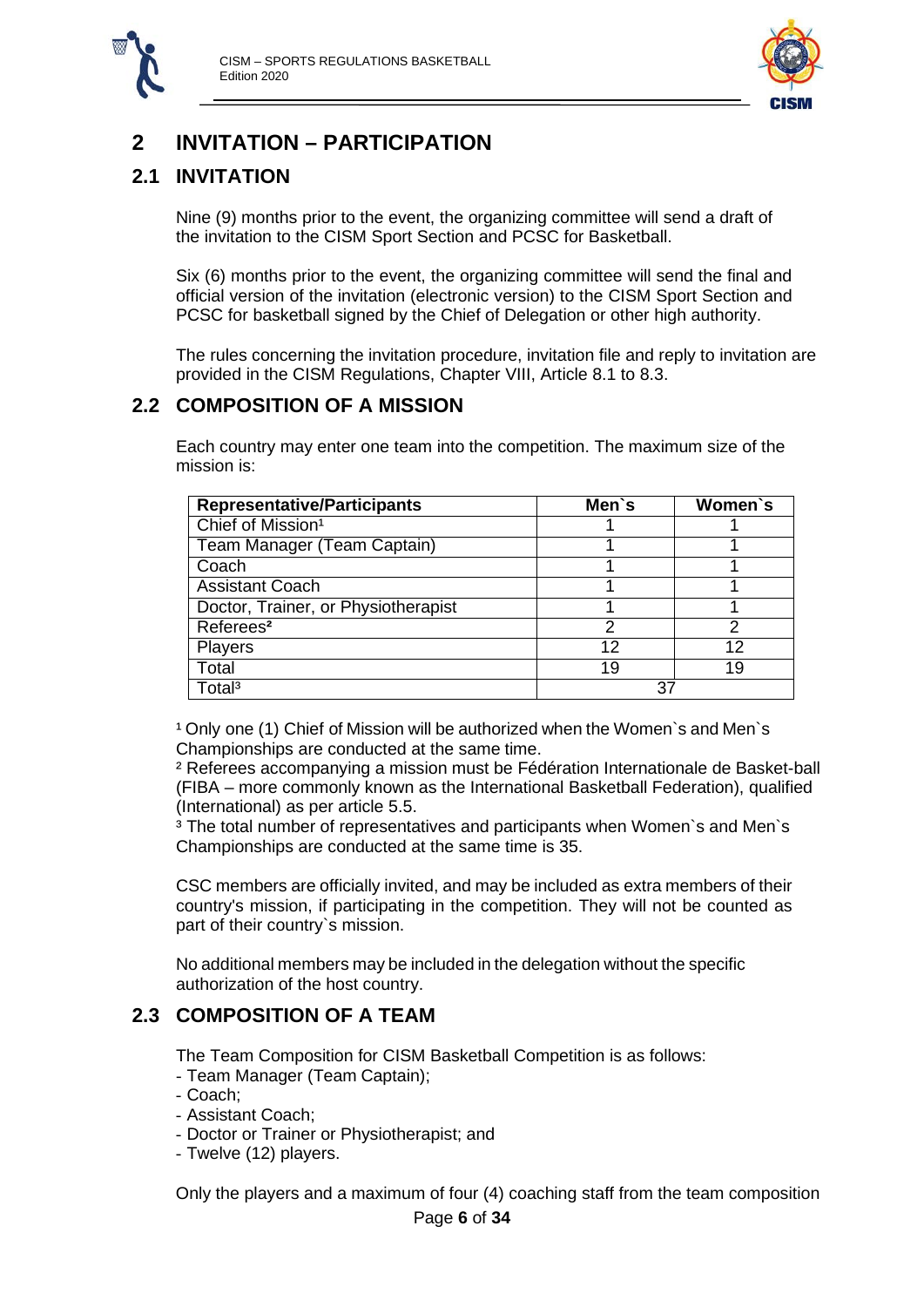# 2 INVITATION – PARTICIPATION

## 2.1 INVITATION

Nine (9) months prior to the event, the organizing committee will send a draft of the invitation to the CISM Sport Section and PCSC for Basketball.

Six (6) months prior to the event, the organizing committee will send the final and official version of the invitation (electronic version) to the CISM Sport Section and PCSC for basketball signed by the Chief of Delegation or other high authority.

The rules concerning the invitation procedure, invitation file and reply to invitation are provided in the CISM Regulations, Chapter VIII, Article 8.1 to 8.3.

## 2.2 COMPOSITION OF A MISSION

Each country may enter one team into the competition. The maximum size of the mission is:

| Representative/Participants | Men`s | Women`s |
|---|---|---|
| Chief of Mission[1] | 1 | 1 |
| Team Manager (Team Captain) | 1 | 1 |
| Coach | 1 | 1 |
| Assistant Coach | 1 | 1 |
| Doctor, Trainer, or Physiotherapist | 1 | 1 |
| Referees[2] | 2 | 2 |
| Players | 12 | 12 |
| Total | 19 | 19 |
| Total[3] | 37 | |

[1] Only one (1) Chief of Mission will be authorized when the Women`s and Men`s Championships are conducted at the same time.
[2] Referees accompanying a mission must be Fédération Internationale de Basket-ball (FIBA – more commonly known as the International Basketball Federation), qualified (International) as per article 5.5.
[3] The total number of representatives and participants when Women`s and Men`s Championships are conducted at the same time is 35.

CSC members are officially invited, and may be included as extra members of their country's mission, if participating in the competition. They will not be counted as part of their country`s mission.

No additional members may be included in the delegation without the specific authorization of the host country.

## 2.3 COMPOSITION OF A TEAM

The Team Composition for CISM Basketball Competition is as follows:
- Team Manager (Team Captain);
- Coach;
- Assistant Coach;
- Doctor or Trainer or Physiotherapist; and
- Twelve (12) players.

Only the players and a maximum of four (4) coaching staff from the team composition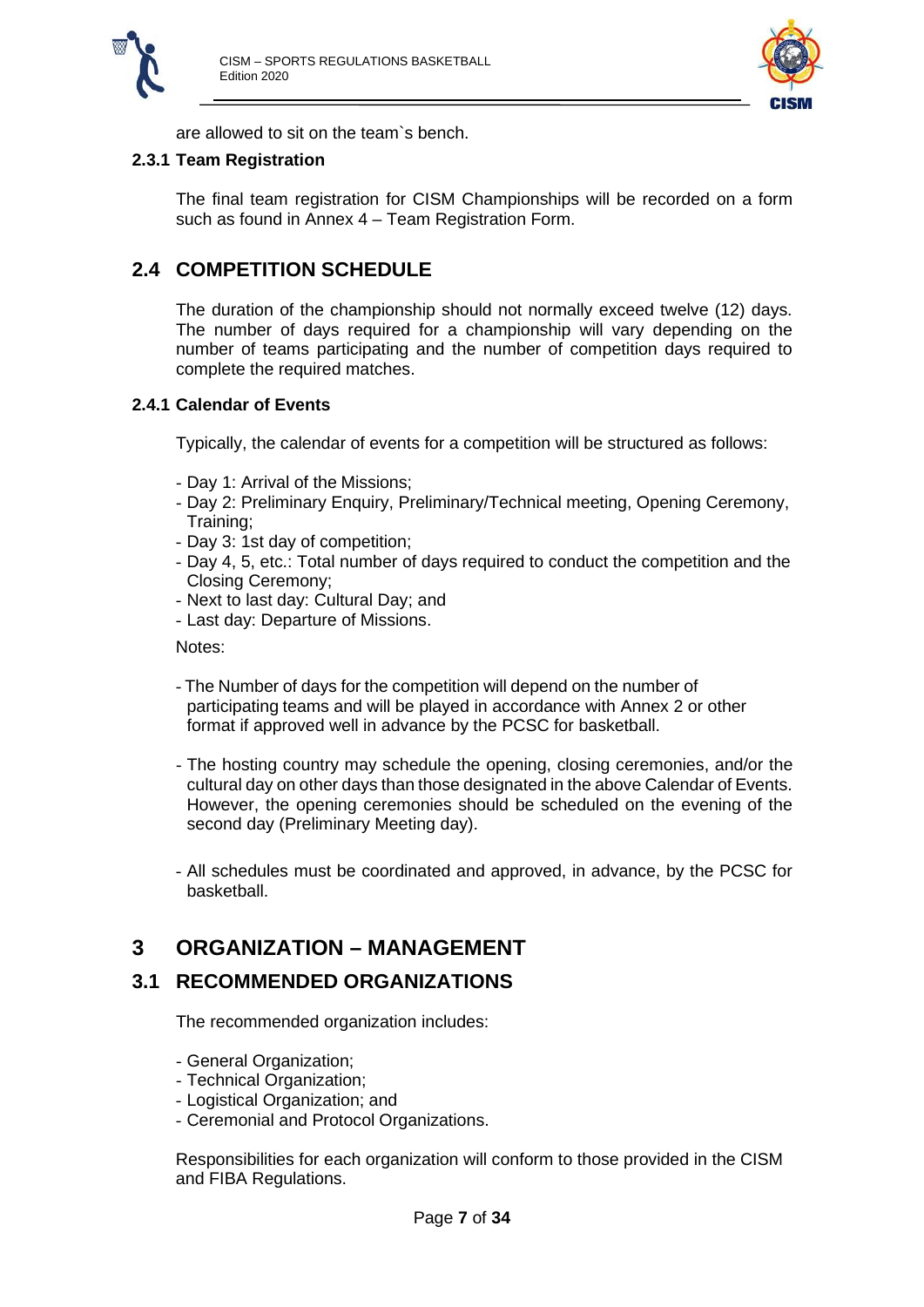are allowed to sit on the team`s bench.

### 2.3.1 Team Registration

The final team registration for CISM Championships will be recorded on a form such as found in Annex 4 – Team Registration Form.

## 2.4 COMPETITION SCHEDULE

The duration of the championship should not normally exceed twelve (12) days. The number of days required for a championship will vary depending on the number of teams participating and the number of competition days required to complete the required matches.

### 2.4.1 Calendar of Events

Typically, the calendar of events for a competition will be structured as follows:

- Day 1: Arrival of the Missions;
- Day 2: Preliminary Enquiry, Preliminary/Technical meeting, Opening Ceremony, Training;
- Day 3: 1st day of competition;
- Day 4, 5, etc.: Total number of days required to conduct the competition and the Closing Ceremony;
- Next to last day: Cultural Day; and
- Last day: Departure of Missions.

Notes:

- The Number of days for the competition will depend on the number of participating teams and will be played in accordance with Annex 2 or other format if approved well in advance by the PCSC for basketball.
- The hosting country may schedule the opening, closing ceremonies, and/or the cultural day on other days than those designated in the above Calendar of Events. However, the opening ceremonies should be scheduled on the evening of the second day (Preliminary Meeting day).
- All schedules must be coordinated and approved, in advance, by the PCSC for basketball.

# 3 ORGANIZATION – MANAGEMENT

## 3.1 RECOMMENDED ORGANIZATIONS

The recommended organization includes:

- General Organization;
- Technical Organization;
- Logistical Organization; and
- Ceremonial and Protocol Organizations.

Responsibilities for each organization will conform to those provided in the CISM and FIBA Regulations.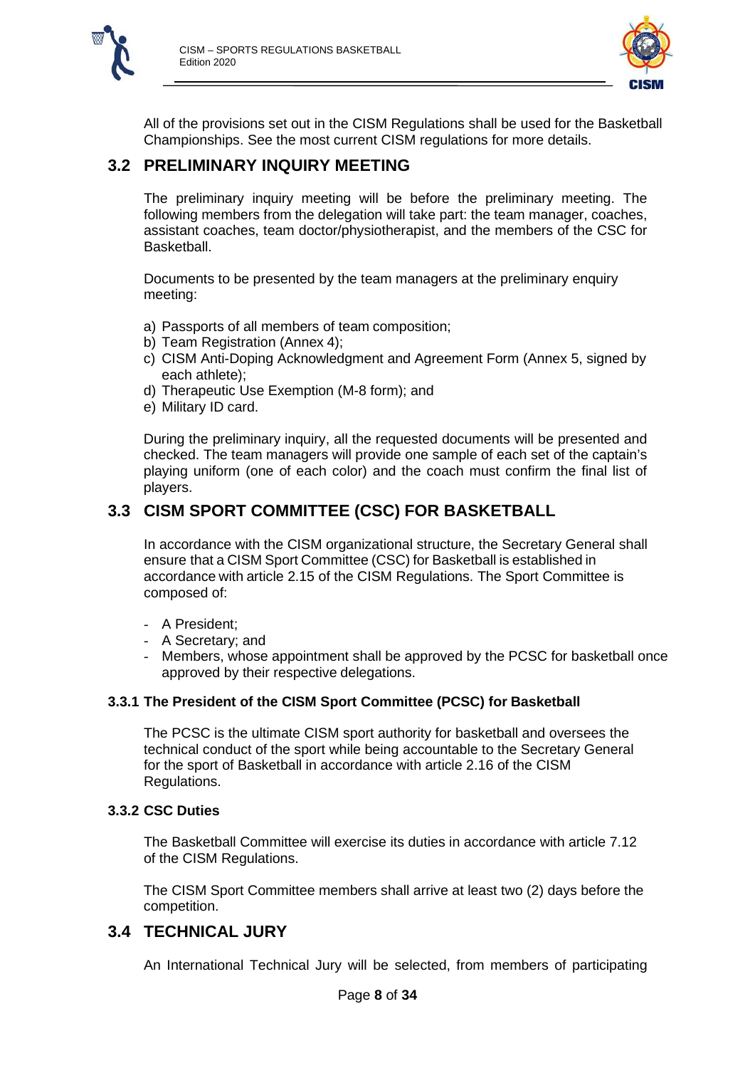All of the provisions set out in the CISM Regulations shall be used for the Basketball Championships. See the most current CISM regulations for more details.

## 3.2 PRELIMINARY INQUIRY MEETING

The preliminary inquiry meeting will be before the preliminary meeting. The following members from the delegation will take part: the team manager, coaches, assistant coaches, team doctor/physiotherapist, and the members of the CSC for Basketball.

Documents to be presented by the team managers at the preliminary enquiry meeting:

a) Passports of all members of team composition;
b) Team Registration (Annex 4);
c) CISM Anti-Doping Acknowledgment and Agreement Form (Annex 5, signed by each athlete);
d) Therapeutic Use Exemption (M-8 form); and
e) Military ID card.

During the preliminary inquiry, all the requested documents will be presented and checked. The team managers will provide one sample of each set of the captain's playing uniform (one of each color) and the coach must confirm the final list of players.

## 3.3 CISM SPORT COMMITTEE (CSC) FOR BASKETBALL

In accordance with the CISM organizational structure, the Secretary General shall ensure that a CISM Sport Committee (CSC) for Basketball is established in accordance with article 2.15 of the CISM Regulations. The Sport Committee is composed of:

- A President;
- A Secretary; and
- Members, whose appointment shall be approved by the PCSC for basketball once approved by their respective delegations.

### 3.3.1 The President of the CISM Sport Committee (PCSC) for Basketball

The PCSC is the ultimate CISM sport authority for basketball and oversees the technical conduct of the sport while being accountable to the Secretary General for the sport of Basketball in accordance with article 2.16 of the CISM Regulations.

### 3.3.2 CSC Duties

The Basketball Committee will exercise its duties in accordance with article 7.12 of the CISM Regulations.

The CISM Sport Committee members shall arrive at least two (2) days before the competition.

## 3.4 TECHNICAL JURY

An International Technical Jury will be selected, from members of participating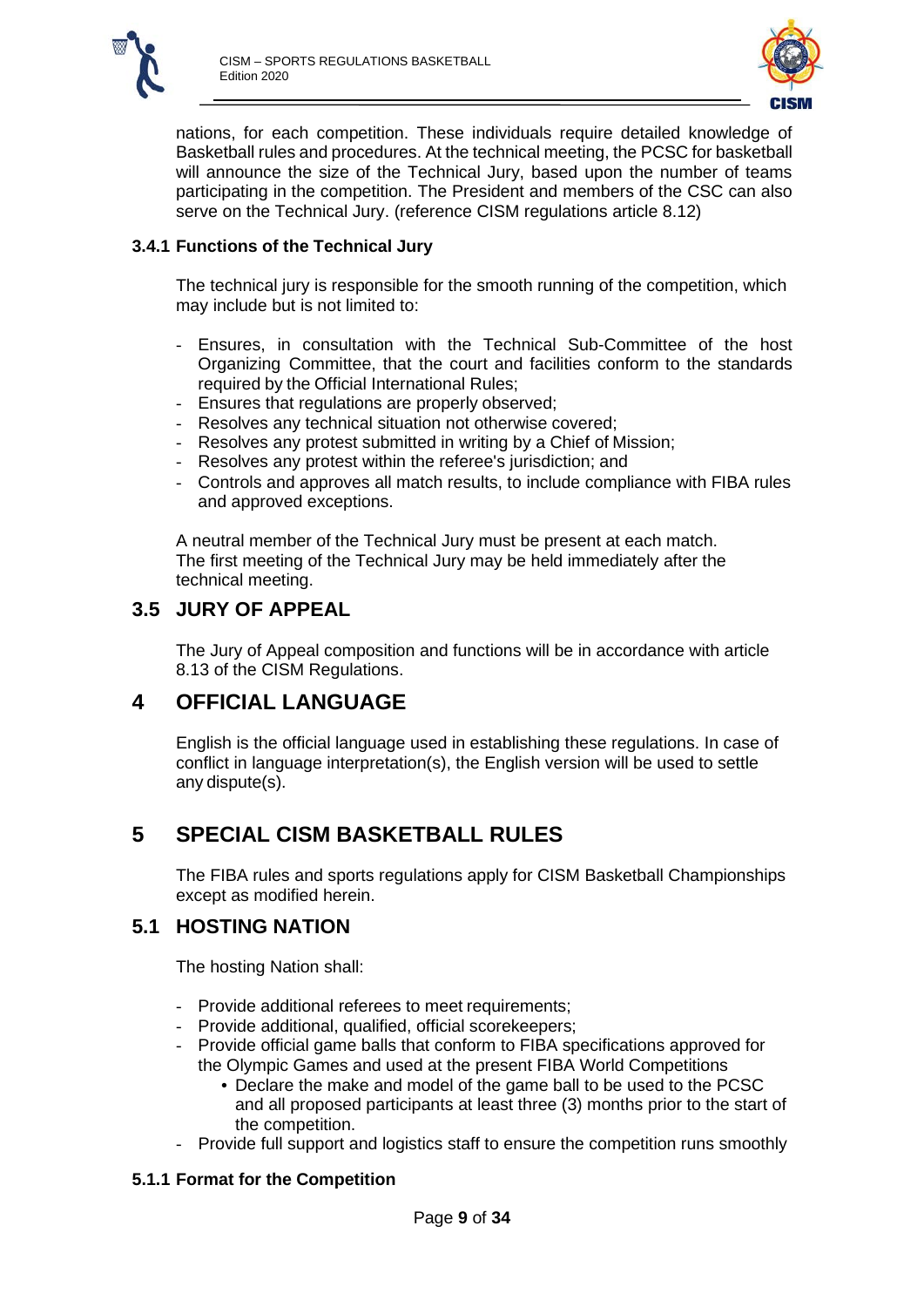nations, for each competition. These individuals require detailed knowledge of Basketball rules and procedures. At the technical meeting, the PCSC for basketball will announce the size of the Technical Jury, based upon the number of teams participating in the competition. The President and members of the CSC can also serve on the Technical Jury. (reference CISM regulations article 8.12)

#### 3.4.1 Functions of the Technical Jury

The technical jury is responsible for the smooth running of the competition, which may include but is not limited to:

- Ensures, in consultation with the Technical Sub-Committee of the host Organizing Committee, that the court and facilities conform to the standards required by the Official International Rules;
- Ensures that regulations are properly observed;
- Resolves any technical situation not otherwise covered;
- Resolves any protest submitted in writing by a Chief of Mission;
- Resolves any protest within the referee's jurisdiction; and
- Controls and approves all match results, to include compliance with FIBA rules and approved exceptions.

A neutral member of the Technical Jury must be present at each match.
The first meeting of the Technical Jury may be held immediately after the technical meeting.

### 3.5 JURY OF APPEAL

The Jury of Appeal composition and functions will be in accordance with article 8.13 of the CISM Regulations.

## 4 OFFICIAL LANGUAGE

English is the official language used in establishing these regulations. In case of conflict in language interpretation(s), the English version will be used to settle any dispute(s).

## 5 SPECIAL CISM BASKETBALL RULES

The FIBA rules and sports regulations apply for CISM Basketball Championships except as modified herein.

### 5.1 HOSTING NATION

The hosting Nation shall:

- Provide additional referees to meet requirements;
- Provide additional, qualified, official scorekeepers;
- Provide official game balls that conform to FIBA specifications approved for the Olympic Games and used at the present FIBA World Competitions
  - Declare the make and model of the game ball to be used to the PCSC and all proposed participants at least three (3) months prior to the start of the competition.
- Provide full support and logistics staff to ensure the competition runs smoothly

#### 5.1.1 Format for the Competition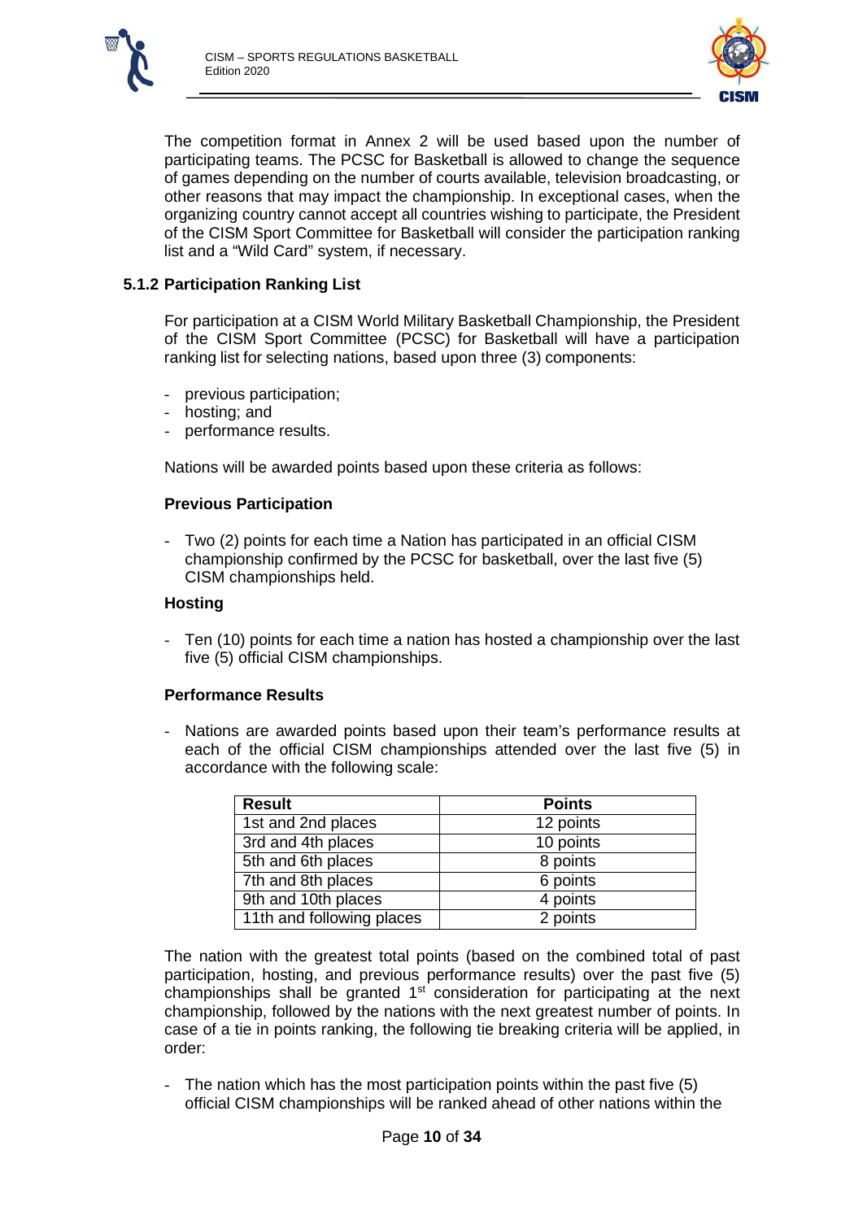The competition format in Annex 2 will be used based upon the number of participating teams. The PCSC for Basketball is allowed to change the sequence of games depending on the number of courts available, television broadcasting, or other reasons that may impact the championship. In exceptional cases, when the organizing country cannot accept all countries wishing to participate, the President of the CISM Sport Committee for Basketball will consider the participation ranking list and a "Wild Card" system, if necessary.

### 5.1.2 Participation Ranking List

For participation at a CISM World Military Basketball Championship, the President of the CISM Sport Committee (PCSC) for Basketball will have a participation ranking list for selecting nations, based upon three (3) components:

- previous participation;
- hosting; and
- performance results.

Nations will be awarded points based upon these criteria as follows:

**Previous Participation**

- Two (2) points for each time a Nation has participated in an official CISM championship confirmed by the PCSC for basketball, over the last five (5) CISM championships held.

**Hosting**

- Ten (10) points for each time a nation has hosted a championship over the last five (5) official CISM championships.

**Performance Results**

- Nations are awarded points based upon their team's performance results at each of the official CISM championships attended over the last five (5) in accordance with the following scale:

| Result | Points |
|---|---|
| 1st and 2nd places | 12 points |
| 3rd and 4th places | 10 points |
| 5th and 6th places | 8 points |
| 7th and 8th places | 6 points |
| 9th and 10th places | 4 points |
| 11th and following places | 2 points |

The nation with the greatest total points (based on the combined total of past participation, hosting, and previous performance results) over the past five (5) championships shall be granted 1st consideration for participating at the next championship, followed by the nations with the next greatest number of points. In case of a tie in points ranking, the following tie breaking criteria will be applied, in order:

- The nation which has the most participation points within the past five (5) official CISM championships will be ranked ahead of other nations within the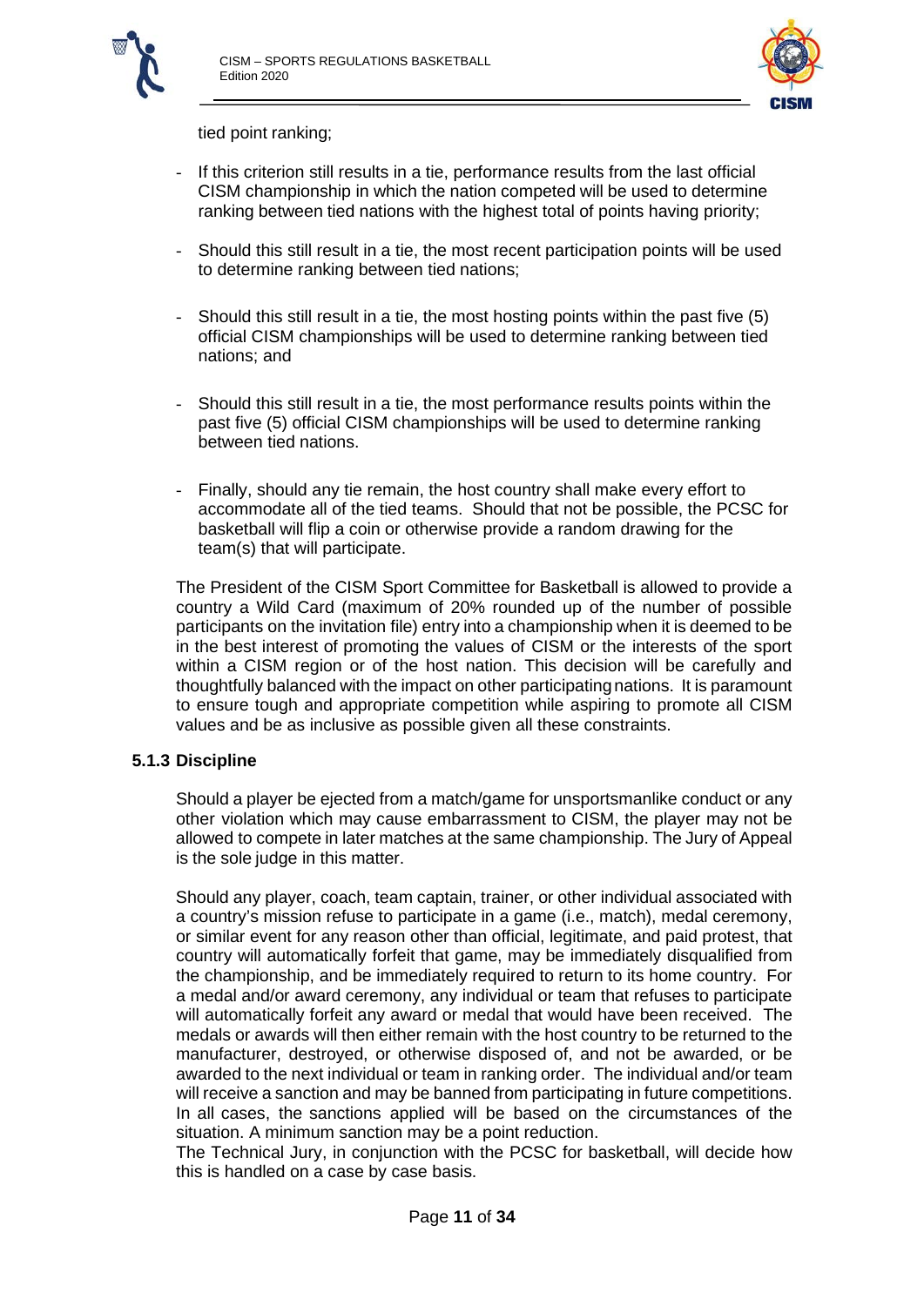tied point ranking;

- If this criterion still results in a tie, performance results from the last official CISM championship in which the nation competed will be used to determine ranking between tied nations with the highest total of points having priority;

- Should this still result in a tie, the most recent participation points will be used to determine ranking between tied nations;

- Should this still result in a tie, the most hosting points within the past five (5) official CISM championships will be used to determine ranking between tied nations; and

- Should this still result in a tie, the most performance results points within the past five (5) official CISM championships will be used to determine ranking between tied nations.

- Finally, should any tie remain, the host country shall make every effort to accommodate all of the tied teams. Should that not be possible, the PCSC for basketball will flip a coin or otherwise provide a random drawing for the team(s) that will participate.

The President of the CISM Sport Committee for Basketball is allowed to provide a country a Wild Card (maximum of 20% rounded up of the number of possible participants on the invitation file) entry into a championship when it is deemed to be in the best interest of promoting the values of CISM or the interests of the sport within a CISM region or of the host nation. This decision will be carefully and thoughtfully balanced with the impact on other participating nations. It is paramount to ensure tough and appropriate competition while aspiring to promote all CISM values and be as inclusive as possible given all these constraints.

### 5.1.3 Discipline

Should a player be ejected from a match/game for unsportsmanlike conduct or any other violation which may cause embarrassment to CISM, the player may not be allowed to compete in later matches at the same championship. The Jury of Appeal is the sole judge in this matter.

Should any player, coach, team captain, trainer, or other individual associated with a country's mission refuse to participate in a game (i.e., match), medal ceremony, or similar event for any reason other than official, legitimate, and paid protest, that country will automatically forfeit that game, may be immediately disqualified from the championship, and be immediately required to return to its home country. For a medal and/or award ceremony, any individual or team that refuses to participate will automatically forfeit any award or medal that would have been received. The medals or awards will then either remain with the host country to be returned to the manufacturer, destroyed, or otherwise disposed of, and not be awarded, or be awarded to the next individual or team in ranking order. The individual and/or team will receive a sanction and may be banned from participating in future competitions. In all cases, the sanctions applied will be based on the circumstances of the situation. A minimum sanction may be a point reduction.
The Technical Jury, in conjunction with the PCSC for basketball, will decide how this is handled on a case by case basis.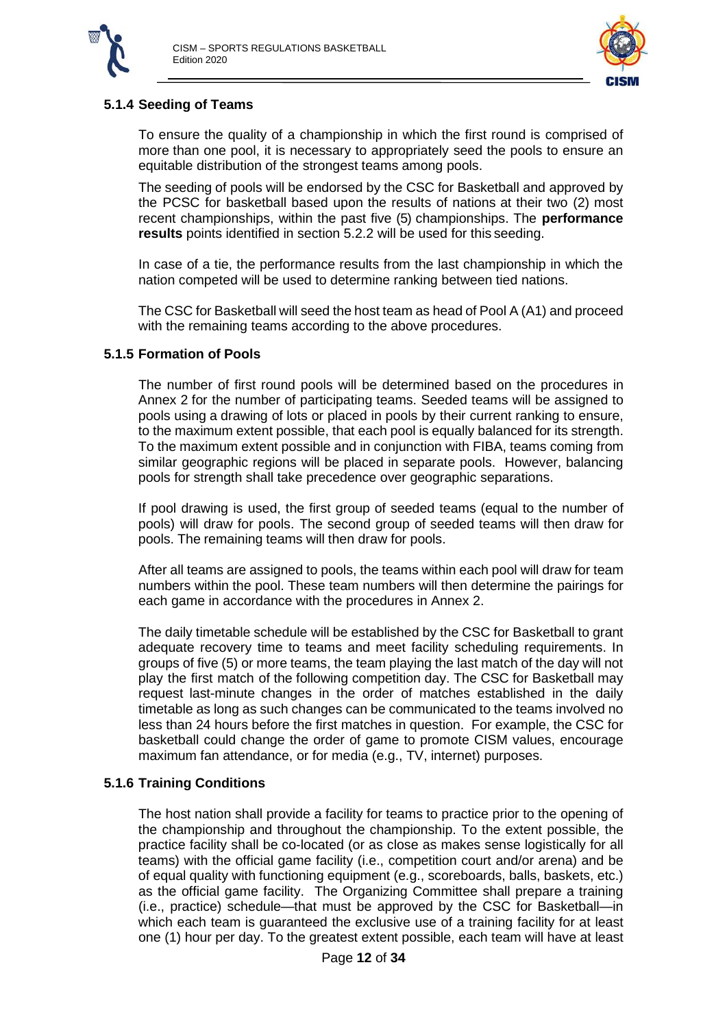### 5.1.4 Seeding of Teams

To ensure the quality of a championship in which the first round is comprised of more than one pool, it is necessary to appropriately seed the pools to ensure an equitable distribution of the strongest teams among pools.

The seeding of pools will be endorsed by the CSC for Basketball and approved by the PCSC for basketball based upon the results of nations at their two (2) most recent championships, within the past five (5) championships. The **performance results** points identified in section 5.2.2 will be used for this seeding.

In case of a tie, the performance results from the last championship in which the nation competed will be used to determine ranking between tied nations.

The CSC for Basketball will seed the host team as head of Pool A (A1) and proceed with the remaining teams according to the above procedures.

### 5.1.5 Formation of Pools

The number of first round pools will be determined based on the procedures in Annex 2 for the number of participating teams. Seeded teams will be assigned to pools using a drawing of lots or placed in pools by their current ranking to ensure, to the maximum extent possible, that each pool is equally balanced for its strength. To the maximum extent possible and in conjunction with FIBA, teams coming from similar geographic regions will be placed in separate pools. However, balancing pools for strength shall take precedence over geographic separations.

If pool drawing is used, the first group of seeded teams (equal to the number of pools) will draw for pools. The second group of seeded teams will then draw for pools. The remaining teams will then draw for pools.

After all teams are assigned to pools, the teams within each pool will draw for team numbers within the pool. These team numbers will then determine the pairings for each game in accordance with the procedures in Annex 2.

The daily timetable schedule will be established by the CSC for Basketball to grant adequate recovery time to teams and meet facility scheduling requirements. In groups of five (5) or more teams, the team playing the last match of the day will not play the first match of the following competition day. The CSC for Basketball may request last-minute changes in the order of matches established in the daily timetable as long as such changes can be communicated to the teams involved no less than 24 hours before the first matches in question. For example, the CSC for basketball could change the order of game to promote CISM values, encourage maximum fan attendance, or for media (e.g., TV, internet) purposes.

### 5.1.6 Training Conditions

The host nation shall provide a facility for teams to practice prior to the opening of the championship and throughout the championship. To the extent possible, the practice facility shall be co-located (or as close as makes sense logistically for all teams) with the official game facility (i.e., competition court and/or arena) and be of equal quality with functioning equipment (e.g., scoreboards, balls, baskets, etc.) as the official game facility. The Organizing Committee shall prepare a training (i.e., practice) schedule—that must be approved by the CSC for Basketball—in which each team is guaranteed the exclusive use of a training facility for at least one (1) hour per day. To the greatest extent possible, each team will have at least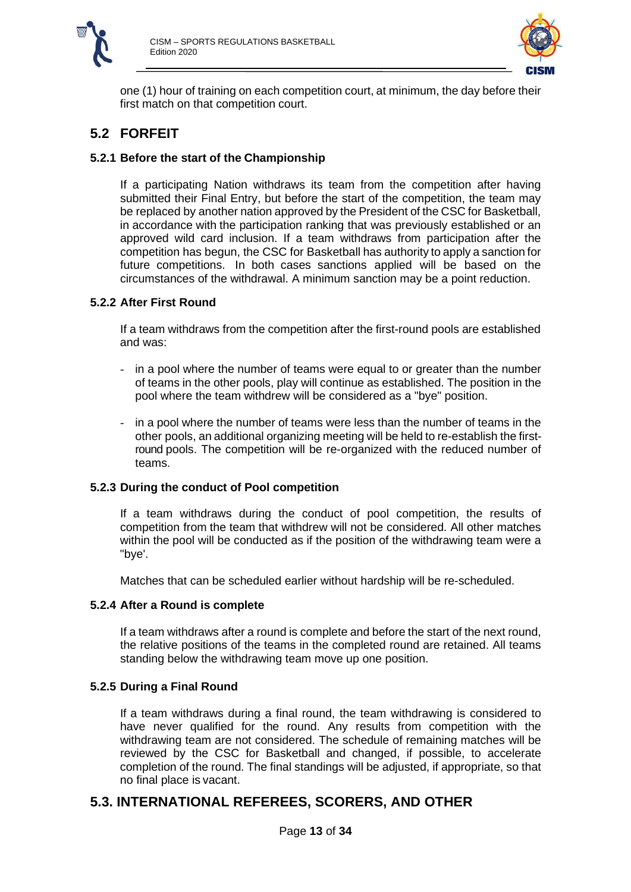one (1) hour of training on each competition court, at minimum, the day before their first match on that competition court.

## 5.2 FORFEIT

### 5.2.1 Before the start of the Championship

If a participating Nation withdraws its team from the competition after having submitted their Final Entry, but before the start of the competition, the team may be replaced by another nation approved by the President of the CSC for Basketball, in accordance with the participation ranking that was previously established or an approved wild card inclusion. If a team withdraws from participation after the competition has begun, the CSC for Basketball has authority to apply a sanction for future competitions. In both cases sanctions applied will be based on the circumstances of the withdrawal. A minimum sanction may be a point reduction.

### 5.2.2 After First Round

If a team withdraws from the competition after the first-round pools are established and was:

- in a pool where the number of teams were equal to or greater than the number of teams in the other pools, play will continue as established. The position in the pool where the team withdrew will be considered as a "bye" position.
- in a pool where the number of teams were less than the number of teams in the other pools, an additional organizing meeting will be held to re-establish the first-round pools. The competition will be re-organized with the reduced number of teams.

### 5.2.3 During the conduct of Pool competition

If a team withdraws during the conduct of pool competition, the results of competition from the team that withdrew will not be considered. All other matches within the pool will be conducted as if the position of the withdrawing team were a "bye'.

Matches that can be scheduled earlier without hardship will be re-scheduled.

### 5.2.4 After a Round is complete

If a team withdraws after a round is complete and before the start of the next round, the relative positions of the teams in the completed round are retained. All teams standing below the withdrawing team move up one position.

### 5.2.5 During a Final Round

If a team withdraws during a final round, the team withdrawing is considered to have never qualified for the round. Any results from competition with the withdrawing team are not considered. The schedule of remaining matches will be reviewed by the CSC for Basketball and changed, if possible, to accelerate completion of the round. The final standings will be adjusted, if appropriate, so that no final place is vacant.

## 5.3. INTERNATIONAL REFEREES, SCORERS, AND OTHER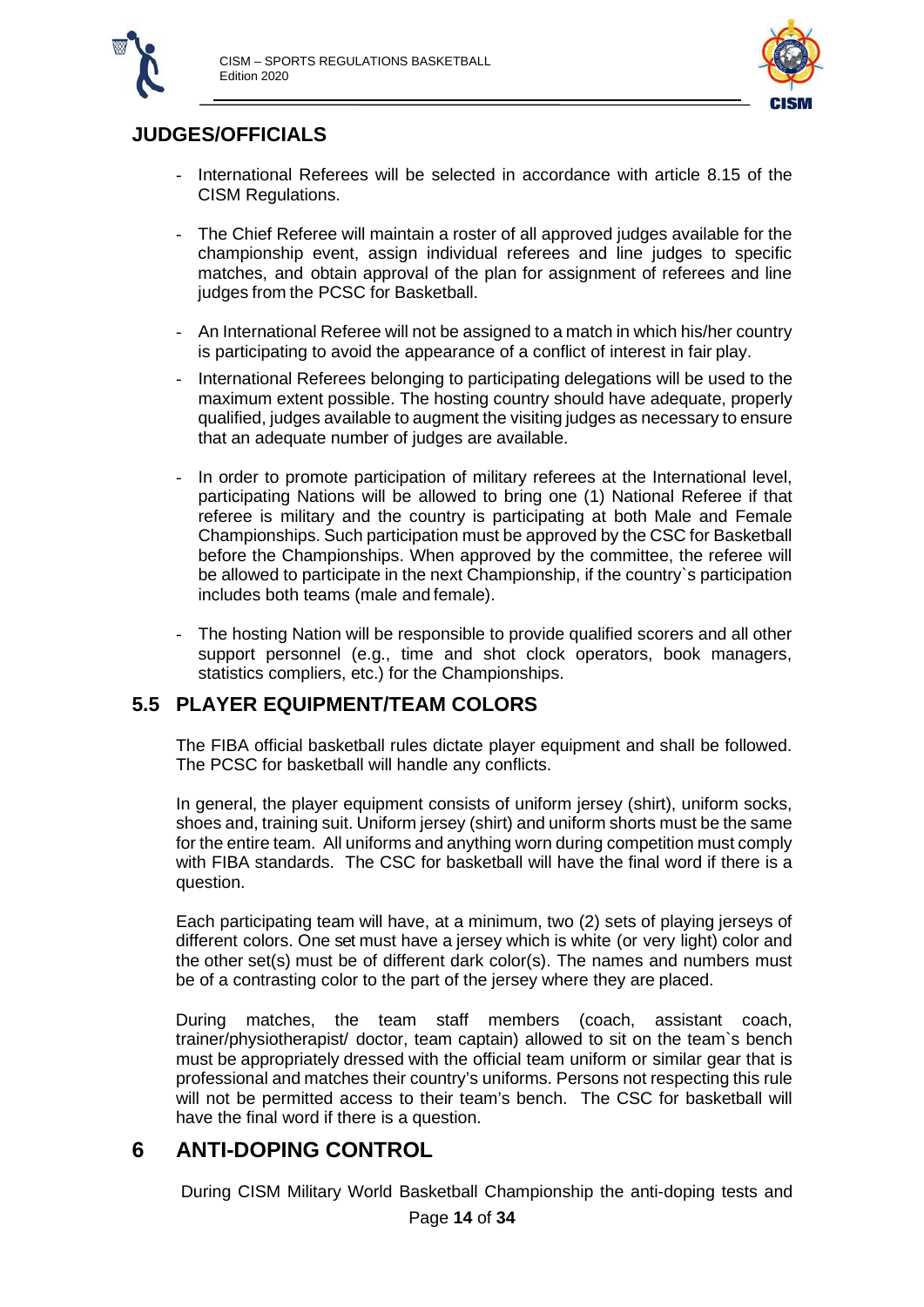## JUDGES/OFFICIALS

- International Referees will be selected in accordance with article 8.15 of the CISM Regulations.
- The Chief Referee will maintain a roster of all approved judges available for the championship event, assign individual referees and line judges to specific matches, and obtain approval of the plan for assignment of referees and line judges from the PCSC for Basketball.
- An International Referee will not be assigned to a match in which his/her country is participating to avoid the appearance of a conflict of interest in fair play.
- International Referees belonging to participating delegations will be used to the maximum extent possible. The hosting country should have adequate, properly qualified, judges available to augment the visiting judges as necessary to ensure that an adequate number of judges are available.
- In order to promote participation of military referees at the International level, participating Nations will be allowed to bring one (1) National Referee if that referee is military and the country is participating at both Male and Female Championships. Such participation must be approved by the CSC for Basketball before the Championships. When approved by the committee, the referee will be allowed to participate in the next Championship, if the country`s participation includes both teams (male and female).
- The hosting Nation will be responsible to provide qualified scorers and all other support personnel (e.g., time and shot clock operators, book managers, statistics compliers, etc.) for the Championships.

## 5.5 PLAYER EQUIPMENT/TEAM COLORS

The FIBA official basketball rules dictate player equipment and shall be followed. The PCSC for basketball will handle any conflicts.

In general, the player equipment consists of uniform jersey (shirt), uniform socks, shoes and, training suit. Uniform jersey (shirt) and uniform shorts must be the same for the entire team. All uniforms and anything worn during competition must comply with FIBA standards. The CSC for basketball will have the final word if there is a question.

Each participating team will have, at a minimum, two (2) sets of playing jerseys of different colors. One set must have a jersey which is white (or very light) color and the other set(s) must be of different dark color(s). The names and numbers must be of a contrasting color to the part of the jersey where they are placed.

During matches, the team staff members (coach, assistant coach, trainer/physiotherapist/ doctor, team captain) allowed to sit on the team`s bench must be appropriately dressed with the official team uniform or similar gear that is professional and matches their country's uniforms. Persons not respecting this rule will not be permitted access to their team's bench. The CSC for basketball will have the final word if there is a question.

# 6 ANTI-DOPING CONTROL

During CISM Military World Basketball Championship the anti-doping tests and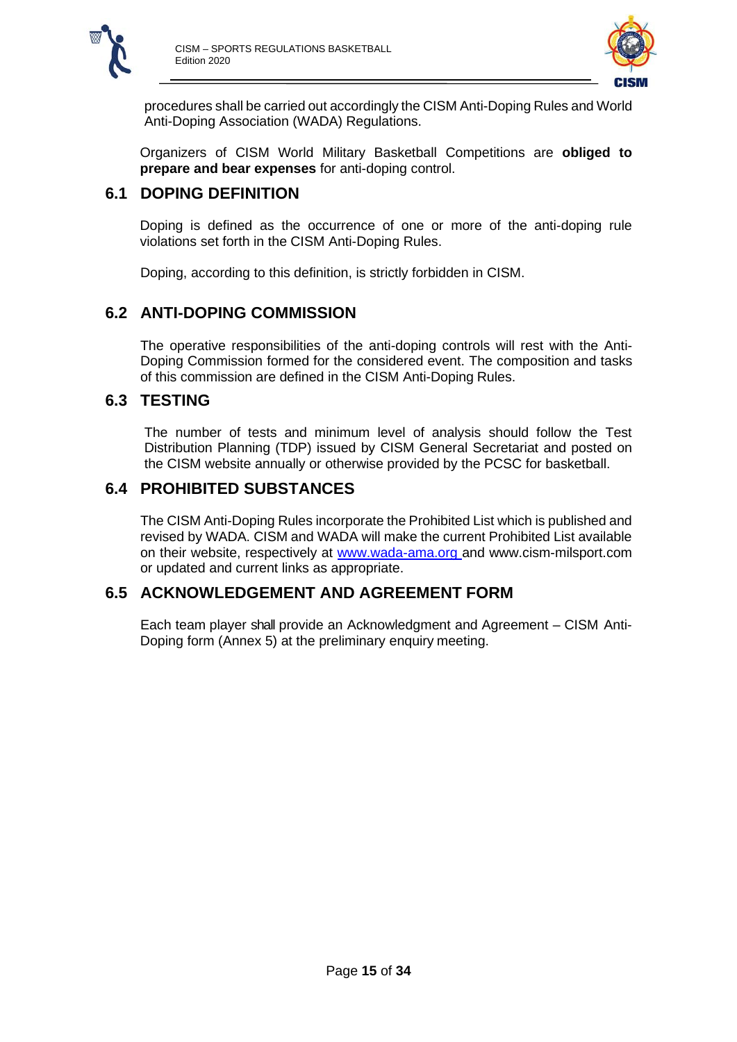procedures shall be carried out accordingly the CISM Anti-Doping Rules and World Anti-Doping Association (WADA) Regulations.

Organizers of CISM World Military Basketball Competitions are **obliged to prepare and bear expenses** for anti-doping control.

## 6.1 DOPING DEFINITION

Doping is defined as the occurrence of one or more of the anti-doping rule violations set forth in the CISM Anti-Doping Rules.

Doping, according to this definition, is strictly forbidden in CISM.

## 6.2 ANTI-DOPING COMMISSION

The operative responsibilities of the anti-doping controls will rest with the Anti-Doping Commission formed for the considered event. The composition and tasks of this commission are defined in the CISM Anti-Doping Rules.

## 6.3 TESTING

The number of tests and minimum level of analysis should follow the Test Distribution Planning (TDP) issued by CISM General Secretariat and posted on the CISM website annually or otherwise provided by the PCSC for basketball.

## 6.4 PROHIBITED SUBSTANCES

The CISM Anti-Doping Rules incorporate the Prohibited List which is published and revised by WADA. CISM and WADA will make the current Prohibited List available on their website, respectively at www.wada-ama.org and www.cism-milsport.com or updated and current links as appropriate.

## 6.5 ACKNOWLEDGEMENT AND AGREEMENT FORM

Each team player shall provide an Acknowledgment and Agreement – CISM Anti-Doping form (Annex 5) at the preliminary enquiry meeting.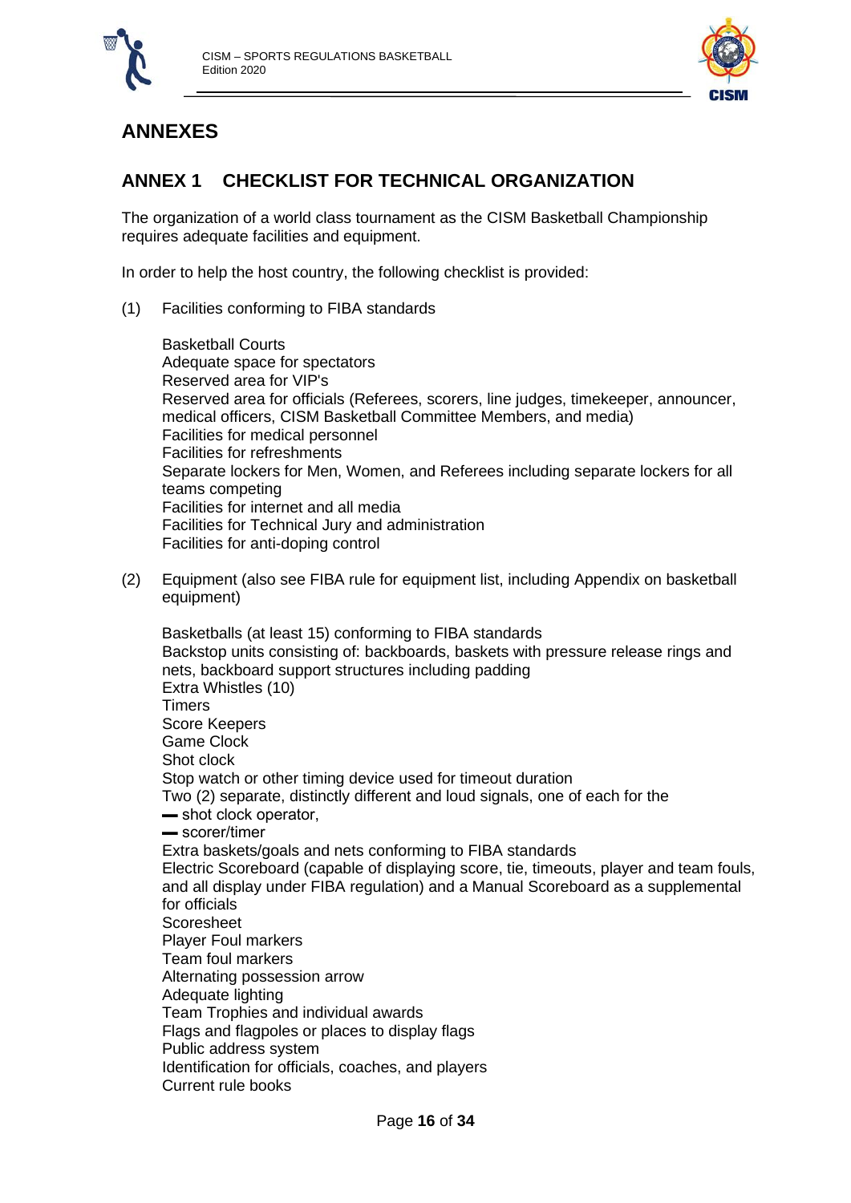# ANNEXES

## ANNEX 1 CHECKLIST FOR TECHNICAL ORGANIZATION

The organization of a world class tournament as the CISM Basketball Championship requires adequate facilities and equipment.

In order to help the host country, the following checklist is provided:

(1) Facilities conforming to FIBA standards

Basketball Courts
Adequate space for spectators
Reserved area for VIP's
Reserved area for officials (Referees, scorers, line judges, timekeeper, announcer, medical officers, CISM Basketball Committee Members, and media)
Facilities for medical personnel
Facilities for refreshments
Separate lockers for Men, Women, and Referees including separate lockers for all teams competing
Facilities for internet and all media
Facilities for Technical Jury and administration
Facilities for anti-doping control

(2) Equipment (also see FIBA rule for equipment list, including Appendix on basketball equipment)

Basketballs (at least 15) conforming to FIBA standards
Backstop units consisting of: backboards, baskets with pressure release rings and nets, backboard support structures including padding
Extra Whistles (10)
Timers
Score Keepers
Game Clock
Shot clock
Stop watch or other timing device used for timeout duration
Two (2) separate, distinctly different and loud signals, one of each for the
- shot clock operator,
- scorer/timer

Extra baskets/goals and nets conforming to FIBA standards
Electric Scoreboard (capable of displaying score, tie, timeouts, player and team fouls, and all display under FIBA regulation) and a Manual Scoreboard as a supplemental for officials
Scoresheet
Player Foul markers
Team foul markers
Alternating possession arrow
Adequate lighting
Team Trophies and individual awards
Flags and flagpoles or places to display flags
Public address system
Identification for officials, coaches, and players
Current rule books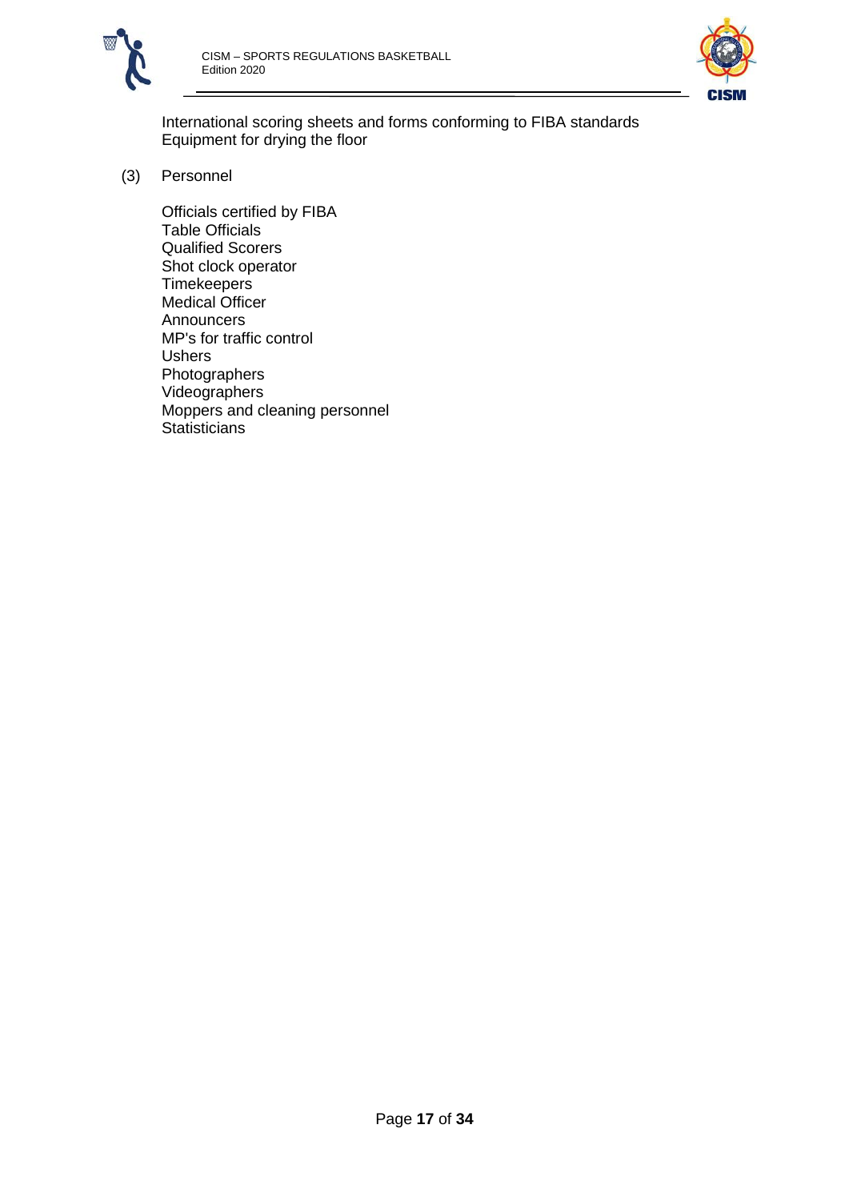International scoring sheets and forms conforming to FIBA standards
Equipment for drying the floor

(3) Personnel

Officials certified by FIBA
Table Officials
Qualified Scorers
Shot clock operator
Timekeepers
Medical Officer
Announcers
MP's for traffic control
Ushers
Photographers
Videographers
Moppers and cleaning personnel
Statisticians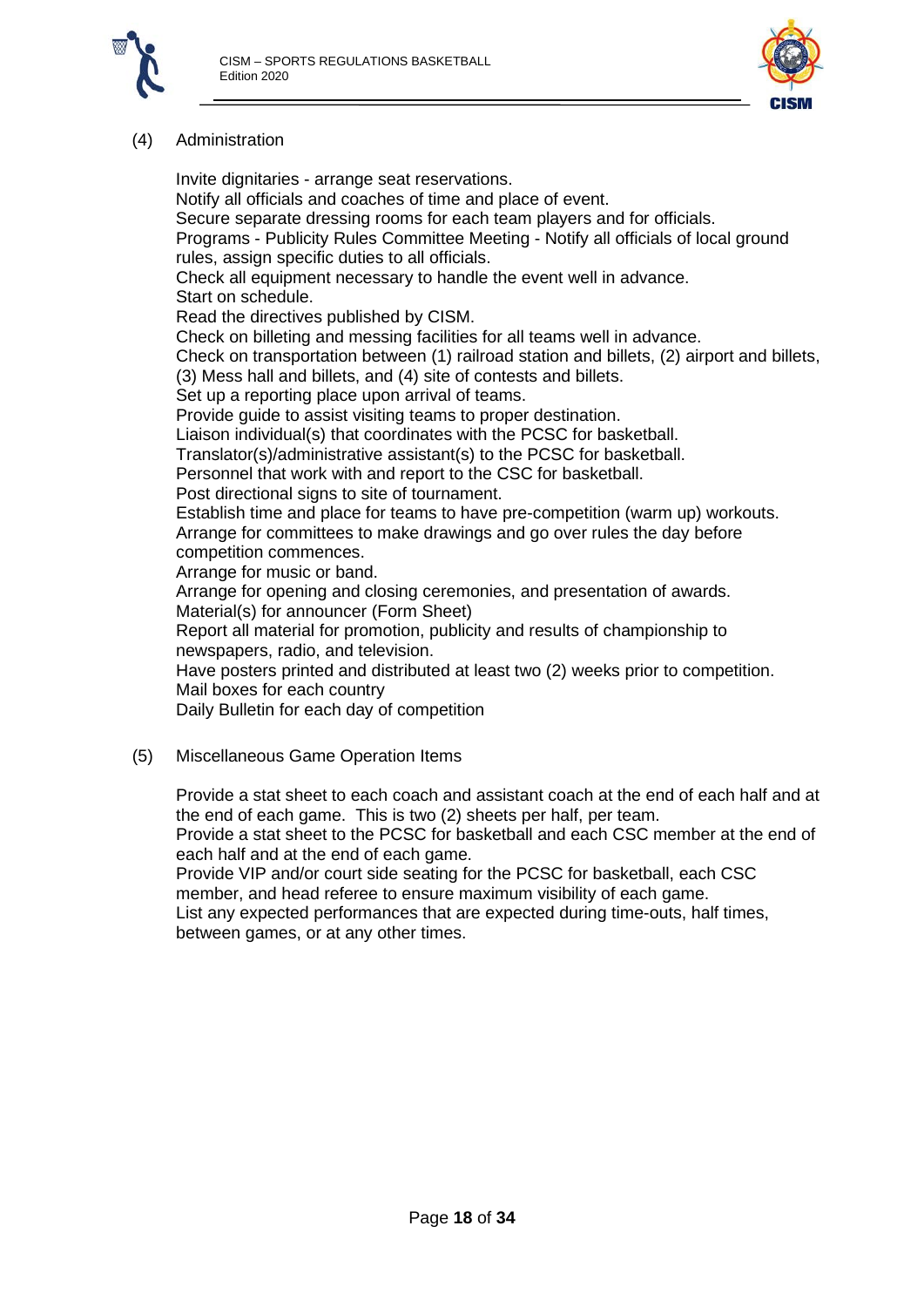(4) Administration

Invite dignitaries - arrange seat reservations.
Notify all officials and coaches of time and place of event.
Secure separate dressing rooms for each team players and for officials.
Programs - Publicity Rules Committee Meeting - Notify all officials of local ground rules, assign specific duties to all officials.
Check all equipment necessary to handle the event well in advance.
Start on schedule.
Read the directives published by CISM.
Check on billeting and messing facilities for all teams well in advance.
Check on transportation between (1) railroad station and billets, (2) airport and billets, (3) Mess hall and billets, and (4) site of contests and billets.
Set up a reporting place upon arrival of teams.
Provide guide to assist visiting teams to proper destination.
Liaison individual(s) that coordinates with the PCSC for basketball.
Translator(s)/administrative assistant(s) to the PCSC for basketball.
Personnel that work with and report to the CSC for basketball.
Post directional signs to site of tournament.
Establish time and place for teams to have pre-competition (warm up) workouts.
Arrange for committees to make drawings and go over rules the day before competition commences.
Arrange for music or band.
Arrange for opening and closing ceremonies, and presentation of awards.
Material(s) for announcer (Form Sheet)
Report all material for promotion, publicity and results of championship to newspapers, radio, and television.
Have posters printed and distributed at least two (2) weeks prior to competition.
Mail boxes for each country
Daily Bulletin for each day of competition

(5) Miscellaneous Game Operation Items

Provide a stat sheet to each coach and assistant coach at the end of each half and at the end of each game. This is two (2) sheets per half, per team.
Provide a stat sheet to the PCSC for basketball and each CSC member at the end of each half and at the end of each game.
Provide VIP and/or court side seating for the PCSC for basketball, each CSC member, and head referee to ensure maximum visibility of each game.
List any expected performances that are expected during time-outs, half times, between games, or at any other times.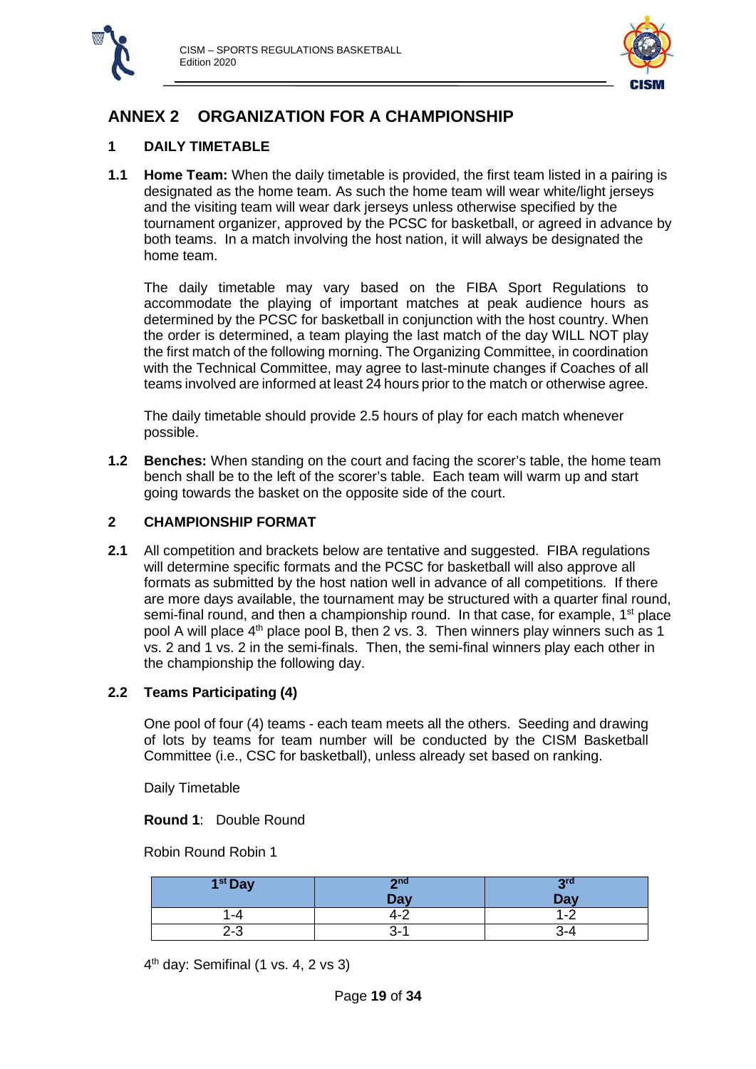## ANNEX 2 ORGANIZATION FOR A CHAMPIONSHIP

### 1 DAILY TIMETABLE

**1.1 Home Team:** When the daily timetable is provided, the first team listed in a pairing is designated as the home team. As such the home team will wear white/light jerseys and the visiting team will wear dark jerseys unless otherwise specified by the tournament organizer, approved by the PCSC for basketball, or agreed in advance by both teams. In a match involving the host nation, it will always be designated the home team.

The daily timetable may vary based on the FIBA Sport Regulations to accommodate the playing of important matches at peak audience hours as determined by the PCSC for basketball in conjunction with the host country. When the order is determined, a team playing the last match of the day WILL NOT play the first match of the following morning. The Organizing Committee, in coordination with the Technical Committee, may agree to last-minute changes if Coaches of all teams involved are informed at least 24 hours prior to the match or otherwise agree.

The daily timetable should provide 2.5 hours of play for each match whenever possible.

**1.2 Benches:** When standing on the court and facing the scorer's table, the home team bench shall be to the left of the scorer's table. Each team will warm up and start going towards the basket on the opposite side of the court.

### 2 CHAMPIONSHIP FORMAT

**2.1** All competition and brackets below are tentative and suggested. FIBA regulations will determine specific formats and the PCSC for basketball will also approve all formats as submitted by the host nation well in advance of all competitions. If there are more days available, the tournament may be structured with a quarter final round, semi-final round, and then a championship round. In that case, for example, 1st place pool A will place 4th place pool B, then 2 vs. 3. Then winners play winners such as 1 vs. 2 and 1 vs. 2 in the semi-finals. Then, the semi-final winners play each other in the championship the following day.

### 2.2 Teams Participating (4)

One pool of four (4) teams - each team meets all the others. Seeding and drawing of lots by teams for team number will be conducted by the CISM Basketball Committee (i.e., CSC for basketball), unless already set based on ranking.

Daily Timetable

**Round 1**: Double Round

Robin Round Robin 1

| 1st Day | 2nd Day | 3rd Day |
|---|---|---|
| 1-4 | 4-2 | 1-2 |
| 2-3 | 3-1 | 3-4 |

4th day: Semifinal (1 vs. 4, 2 vs 3)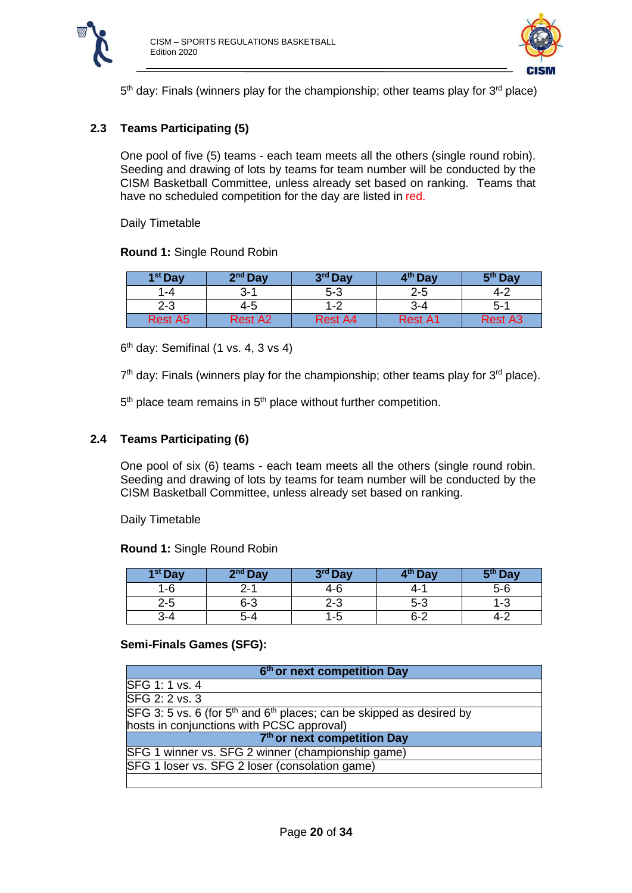5th day: Finals (winners play for the championship; other teams play for 3rd place)

### 2.3 Teams Participating (5)

One pool of five (5) teams - each team meets all the others (single round robin). Seeding and drawing of lots by teams for team number will be conducted by the CISM Basketball Committee, unless already set based on ranking. Teams that have no scheduled competition for the day are listed in red.

Daily Timetable

**Round 1:** Single Round Robin

| 1st Day | 2nd Day | 3rd Day | 4th Day | 5th Day |
|---|---|---|---|---|
| 1-4 | 3-1 | 5-3 | 2-5 | 4-2 |
| 2-3 | 4-5 | 1-2 | 3-4 | 5-1 |
| Rest A5 | Rest A2 | Rest A4 | Rest A1 | Rest A3 |

6th day: Semifinal (1 vs. 4, 3 vs 4)

7th day: Finals (winners play for the championship; other teams play for 3rd place).

5th place team remains in 5th place without further competition.

### 2.4 Teams Participating (6)

One pool of six (6) teams - each team meets all the others (single round robin. Seeding and drawing of lots by teams for team number will be conducted by the CISM Basketball Committee, unless already set based on ranking.

Daily Timetable

**Round 1:** Single Round Robin

| 1st Day | 2nd Day | 3rd Day | 4th Day | 5th Day |
|---|---|---|---|---|
| 1-6 | 2-1 | 4-6 | 4-1 | 5-6 |
| 2-5 | 6-3 | 2-3 | 5-3 | 1-3 |
| 3-4 | 5-4 | 1-5 | 6-2 | 4-2 |

**Semi-Finals Games (SFG):**

| 6th or next competition Day |
|---|
| SFG 1: 1 vs. 4 |
| SFG 2: 2 vs. 3 |
| SFG 3: 5 vs. 6 (for 5th and 6th places; can be skipped as desired by hosts in conjunctions with PCSC approval) |
| **7th or next competition Day** |
| SFG 1 winner vs. SFG 2 winner (championship game) |
| SFG 1 loser vs. SFG 2 loser (consolation game) |
| |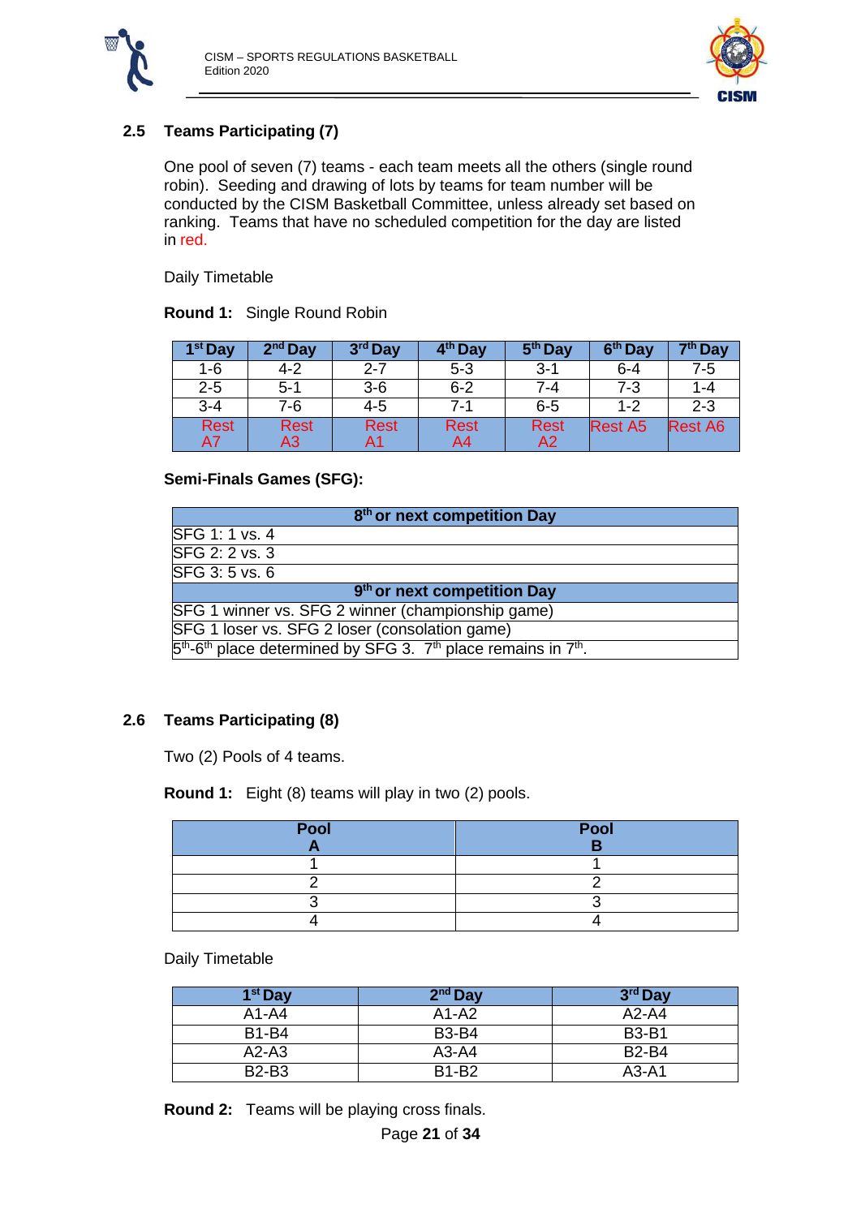## 2.5 Teams Participating (7)

One pool of seven (7) teams - each team meets all the others (single round robin). Seeding and drawing of lots by teams for team number will be conducted by the CISM Basketball Committee, unless already set based on ranking. Teams that have no scheduled competition for the day are listed in red.

Daily Timetable

**Round 1:** Single Round Robin

| 1st Day | 2nd Day | 3rd Day | 4th Day | 5th Day | 6th Day | 7th Day |
|---|---|---|---|---|---|---|
| 1-6 | 4-2 | 2-7 | 5-3 | 3-1 | 6-4 | 7-5 |
| 2-5 | 5-1 | 3-6 | 6-2 | 7-4 | 7-3 | 1-4 |
| 3-4 | 7-6 | 4-5 | 7-1 | 6-5 | 1-2 | 2-3 |
| Rest A7 | Rest A3 | Rest A1 | Rest A4 | Rest A2 | Rest A5 | Rest A6 |

**Semi-Finals Games (SFG):**

| 8th or next competition Day |
|---|
| SFG 1: 1 vs. 4 |
| SFG 2: 2 vs. 3 |
| SFG 3: 5 vs. 6 |
| **9th or next competition Day** |
| SFG 1 winner vs. SFG 2 winner (championship game) |
| SFG 1 loser vs. SFG 2 loser (consolation game) |
| 5th-6th place determined by SFG 3. 7th place remains in 7th. |

## 2.6 Teams Participating (8)

Two (2) Pools of 4 teams.

**Round 1:** Eight (8) teams will play in two (2) pools.

| Pool A | Pool B |
|---|---|
| 1 | 1 |
| 2 | 2 |
| 3 | 3 |
| 4 | 4 |

Daily Timetable

| 1st Day | 2nd Day | 3rd Day |
|---|---|---|
| A1-A4 | A1-A2 | A2-A4 |
| B1-B4 | B3-B4 | B3-B1 |
| A2-A3 | A3-A4 | B2-B4 |
| B2-B3 | B1-B2 | A3-A1 |

**Round 2:** Teams will be playing cross finals.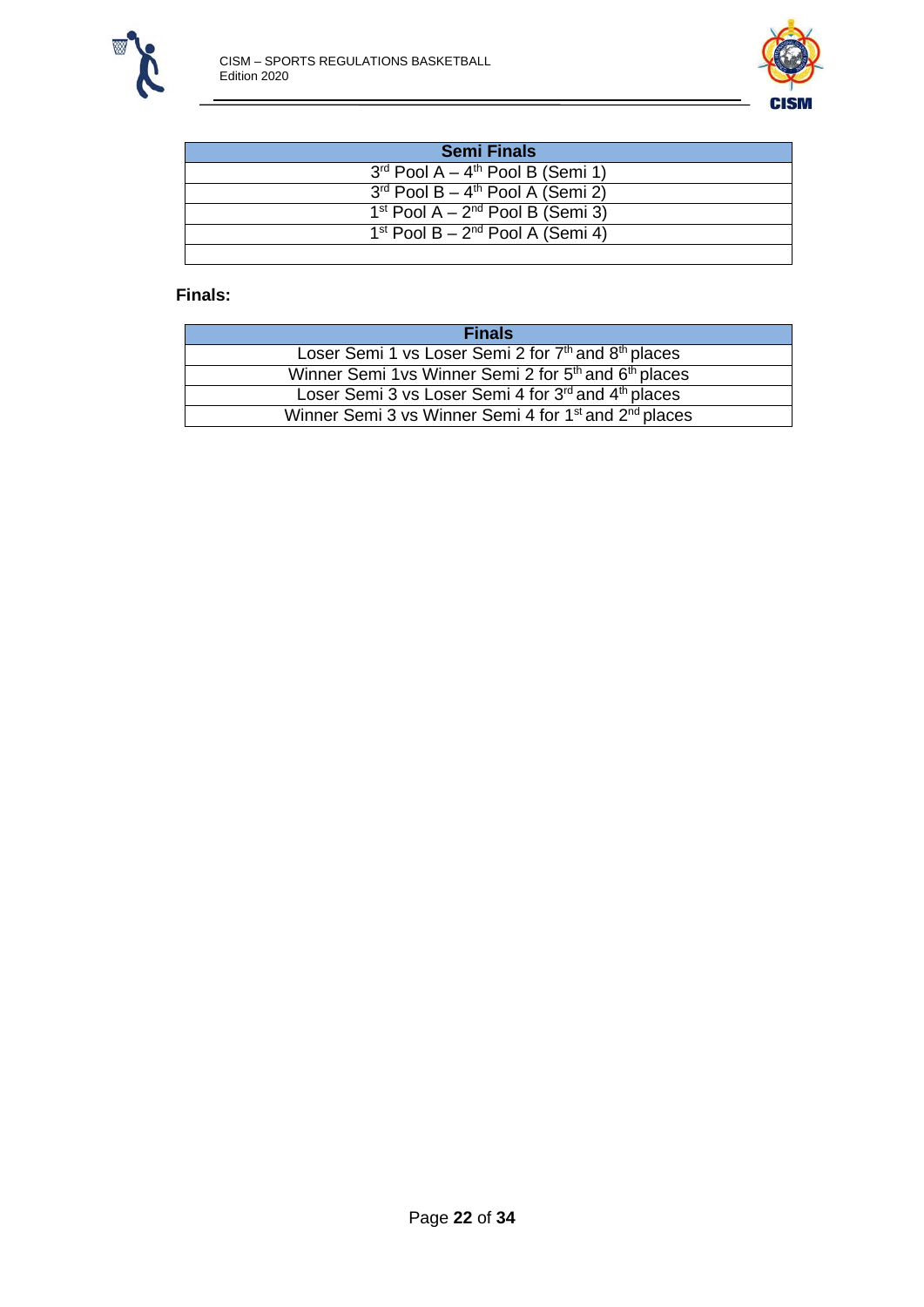| Semi Finals |
|---|
| 3rd Pool A – 4th Pool B (Semi 1) |
| 3rd Pool B – 4th Pool A (Semi 2) |
| 1st Pool A – 2nd Pool B (Semi 3) |
| 1st Pool B – 2nd Pool A (Semi 4) |
| |

**Finals:**

| Finals |
|---|
| Loser Semi 1 vs Loser Semi 2 for 7th and 8th places |
| Winner Semi 1vs Winner Semi 2 for 5th and 6th places |
| Loser Semi 3 vs Loser Semi 4 for 3rd and 4th places |
| Winner Semi 3 vs Winner Semi 4 for 1st and 2nd places |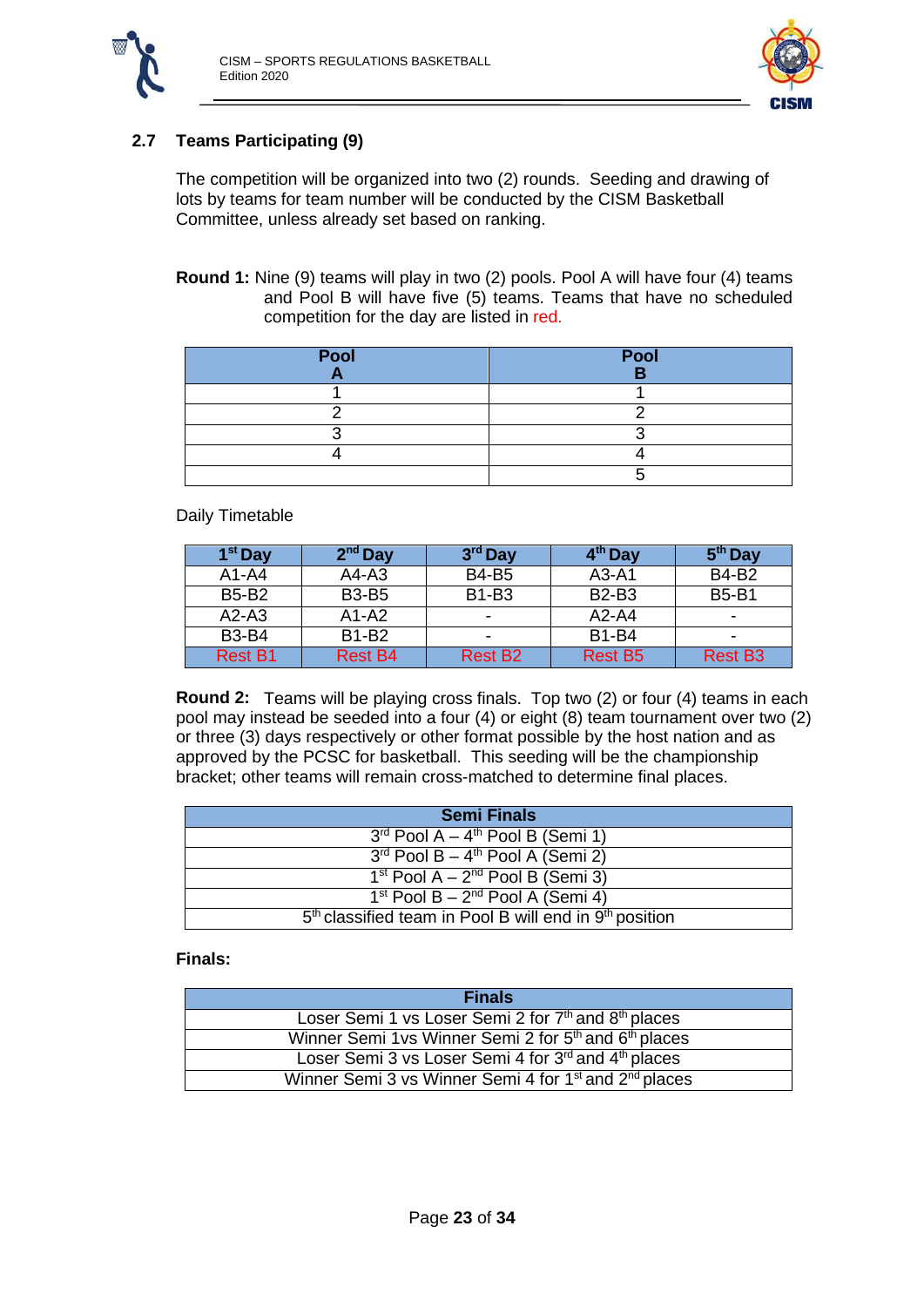## 2.7 Teams Participating (9)

The competition will be organized into two (2) rounds. Seeding and drawing of lots by teams for team number will be conducted by the CISM Basketball Committee, unless already set based on ranking.

**Round 1:** Nine (9) teams will play in two (2) pools. Pool A will have four (4) teams and Pool B will have five (5) teams. Teams that have no scheduled competition for the day are listed in red.

| Pool A | Pool B |
|---|---|
| 1 | 1 |
| 2 | 2 |
| 3 | 3 |
| 4 | 4 |
| | 5 |

Daily Timetable

| 1st Day | 2nd Day | 3rd Day | 4th Day | 5th Day |
|---|---|---|---|---|
| A1-A4 | A4-A3 | B4-B5 | A3-A1 | B4-B2 |
| B5-B2 | B3-B5 | B1-B3 | B2-B3 | B5-B1 |
| A2-A3 | A1-A2 | - | A2-A4 | - |
| B3-B4 | B1-B2 | - | B1-B4 | - |
| Rest B1 | Rest B4 | Rest B2 | Rest B5 | Rest B3 |

**Round 2:** Teams will be playing cross finals. Top two (2) or four (4) teams in each pool may instead be seeded into a four (4) or eight (8) team tournament over two (2) or three (3) days respectively or other format possible by the host nation and as approved by the PCSC for basketball. This seeding will be the championship bracket; other teams will remain cross-matched to determine final places.

| Semi Finals |
|---|
| 3rd Pool A – 4th Pool B (Semi 1) |
| 3rd Pool B – 4th Pool A (Semi 2) |
| 1st Pool A – 2nd Pool B (Semi 3) |
| 1st Pool B – 2nd Pool A (Semi 4) |
| 5th classified team in Pool B will end in 9th position |

**Finals:**

| Finals |
|---|
| Loser Semi 1 vs Loser Semi 2 for 7th and 8th places |
| Winner Semi 1vs Winner Semi 2 for 5th and 6th places |
| Loser Semi 3 vs Loser Semi 4 for 3rd and 4th places |
| Winner Semi 3 vs Winner Semi 4 for 1st and 2nd places |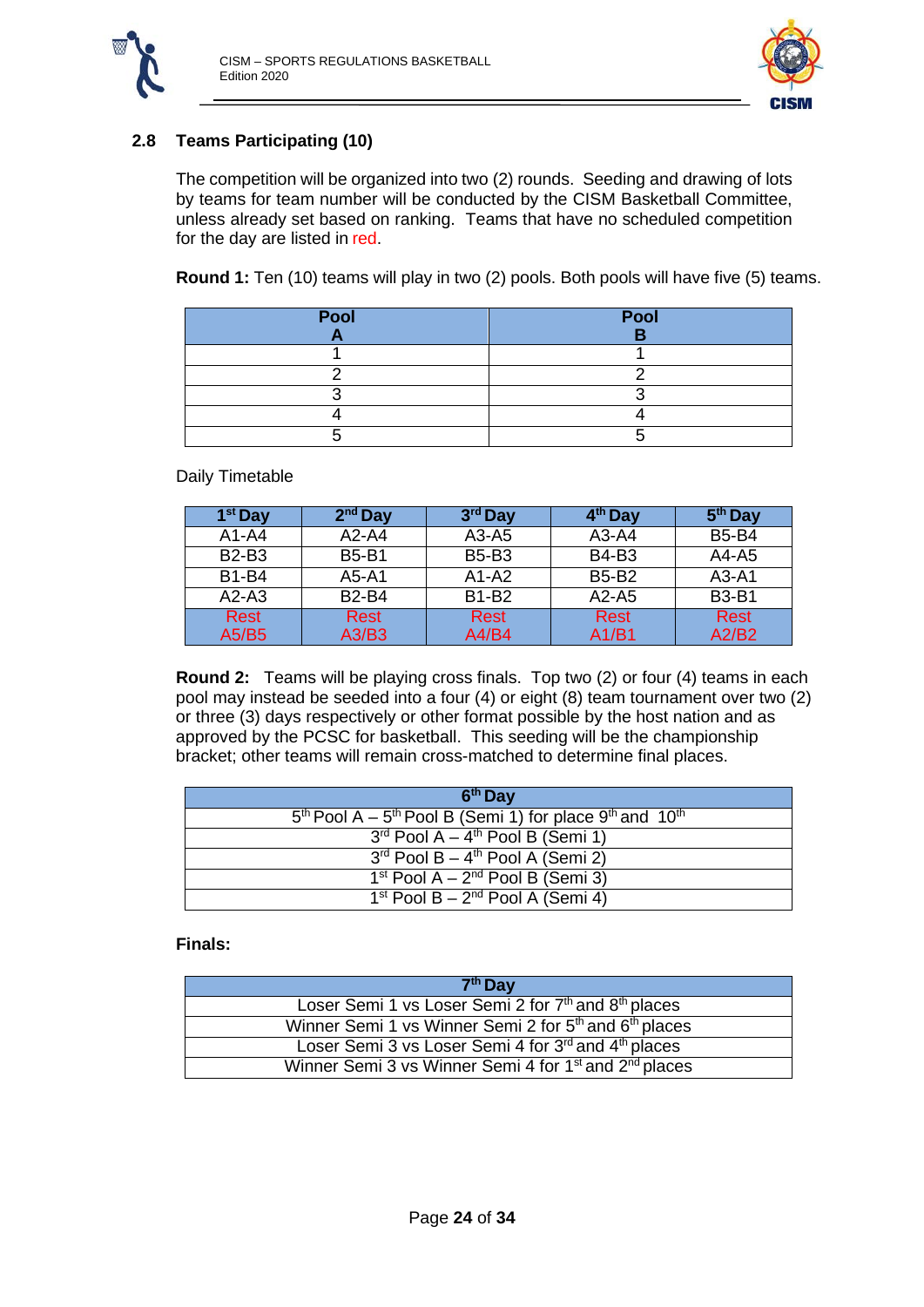## 2.8 Teams Participating (10)

The competition will be organized into two (2) rounds. Seeding and drawing of lots by teams for team number will be conducted by the CISM Basketball Committee, unless already set based on ranking. Teams that have no scheduled competition for the day are listed in red.

**Round 1:** Ten (10) teams will play in two (2) pools. Both pools will have five (5) teams.

| Pool A | Pool B |
|---|---|
| 1 | 1 |
| 2 | 2 |
| 3 | 3 |
| 4 | 4 |
| 5 | 5 |

Daily Timetable

| 1st Day | 2nd Day | 3rd Day | 4th Day | 5th Day |
|---|---|---|---|---|
| A1-A4 | A2-A4 | A3-A5 | A3-A4 | B5-B4 |
| B2-B3 | B5-B1 | B5-B3 | B4-B3 | A4-A5 |
| B1-B4 | A5-A1 | A1-A2 | B5-B2 | A3-A1 |
| A2-A3 | B2-B4 | B1-B2 | A2-A5 | B3-B1 |
| Rest A5/B5 | Rest A3/B3 | Rest A4/B4 | Rest A1/B1 | Rest A2/B2 |

**Round 2:** Teams will be playing cross finals. Top two (2) or four (4) teams in each pool may instead be seeded into a four (4) or eight (8) team tournament over two (2) or three (3) days respectively or other format possible by the host nation and as approved by the PCSC for basketball. This seeding will be the championship bracket; other teams will remain cross-matched to determine final places.

| 6th Day |
|---|
| 5th Pool A – 5th Pool B (Semi 1) for place 9th and 10th |
| 3rd Pool A – 4th Pool B (Semi 1) |
| 3rd Pool B – 4th Pool A (Semi 2) |
| 1st Pool A – 2nd Pool B (Semi 3) |
| 1st Pool B – 2nd Pool A (Semi 4) |

**Finals:**

| 7th Day |
|---|
| Loser Semi 1 vs Loser Semi 2 for 7th and 8th places |
| Winner Semi 1 vs Winner Semi 2 for 5th and 6th places |
| Loser Semi 3 vs Loser Semi 4 for 3rd and 4th places |
| Winner Semi 3 vs Winner Semi 4 for 1st and 2nd places |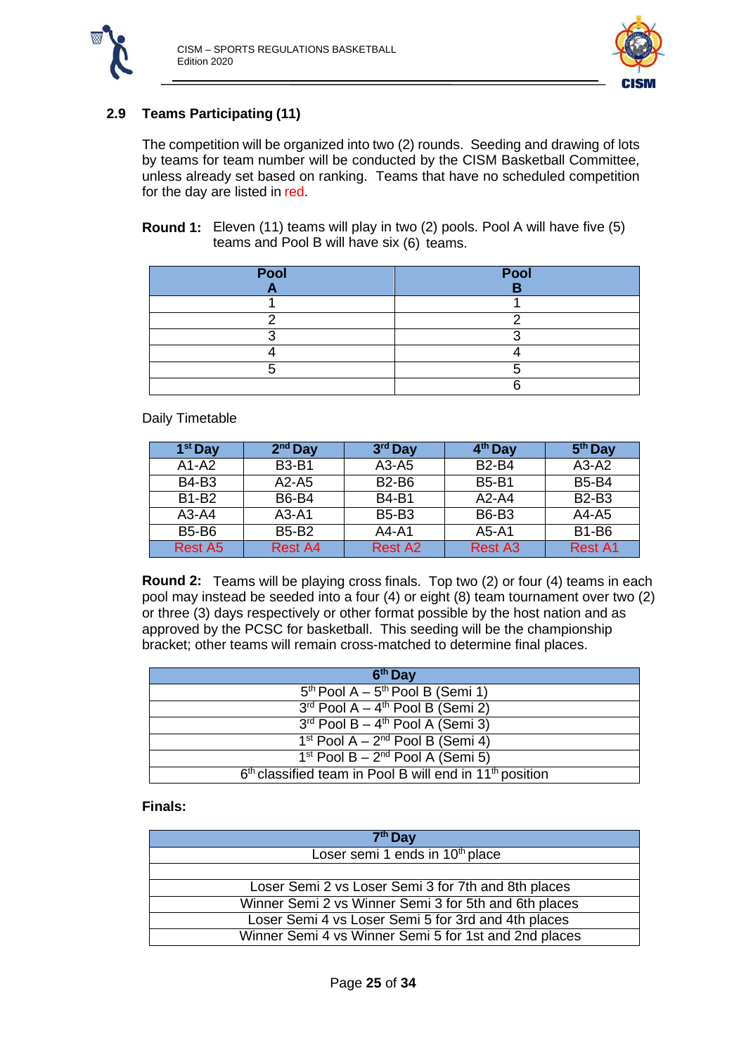## 2.9 Teams Participating (11)

The competition will be organized into two (2) rounds. Seeding and drawing of lots by teams for team number will be conducted by the CISM Basketball Committee, unless already set based on ranking. Teams that have no scheduled competition for the day are listed in red.

**Round 1:** Eleven (11) teams will play in two (2) pools. Pool A will have five (5) teams and Pool B will have six (6) teams.

| Pool A | Pool B |
|---|---|
| 1 | 1 |
| 2 | 2 |
| 3 | 3 |
| 4 | 4 |
| 5 | 5 |
| | 6 |

Daily Timetable

| 1st Day | 2nd Day | 3rd Day | 4th Day | 5th Day |
|---|---|---|---|---|
| A1-A2 | B3-B1 | A3-A5 | B2-B4 | A3-A2 |
| B4-B3 | A2-A5 | B2-B6 | B5-B1 | B5-B4 |
| B1-B2 | B6-B4 | B4-B1 | A2-A4 | B2-B3 |
| A3-A4 | A3-A1 | B5-B3 | B6-B3 | A4-A5 |
| B5-B6 | B5-B2 | A4-A1 | A5-A1 | B1-B6 |
| Rest A5 | Rest A4 | Rest A2 | Rest A3 | Rest A1 |

**Round 2:** Teams will be playing cross finals. Top two (2) or four (4) teams in each pool may instead be seeded into a four (4) or eight (8) team tournament over two (2) or three (3) days respectively or other format possible by the host nation and as approved by the PCSC for basketball. This seeding will be the championship bracket; other teams will remain cross-matched to determine final places.

| 6th Day |
|---|
| 5th Pool A – 5th Pool B (Semi 1) |
| 3rd Pool A – 4th Pool B (Semi 2) |
| 3rd Pool B – 4th Pool A (Semi 3) |
| 1st Pool A – 2nd Pool B (Semi 4) |
| 1st Pool B – 2nd Pool A (Semi 5) |
| 6th classified team in Pool B will end in 11th position |

**Finals:**

| 7th Day |
|---|
| Loser semi 1 ends in 10th place |
| |
| Loser Semi 2 vs Loser Semi 3 for 7th and 8th places |
| Winner Semi 2 vs Winner Semi 3 for 5th and 6th places |
| Loser Semi 4 vs Loser Semi 5 for 3rd and 4th places |
| Winner Semi 4 vs Winner Semi 5 for 1st and 2nd places |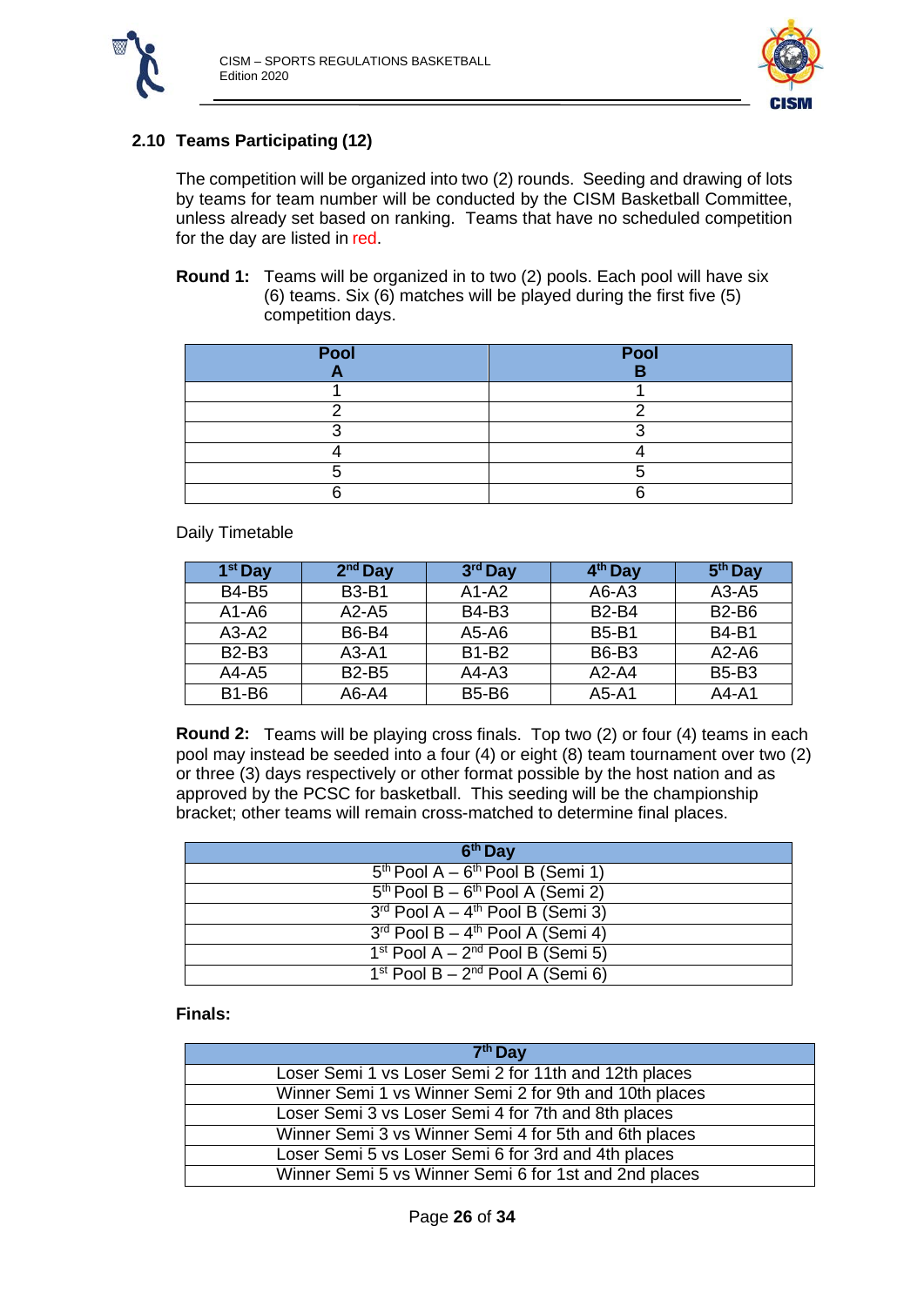## 2.10 Teams Participating (12)

The competition will be organized into two (2) rounds. Seeding and drawing of lots by teams for team number will be conducted by the CISM Basketball Committee, unless already set based on ranking. Teams that have no scheduled competition for the day are listed in red.

**Round 1:** Teams will be organized in to two (2) pools. Each pool will have six (6) teams. Six (6) matches will be played during the first five (5) competition days.

| Pool A | Pool B |
|---|---|
| 1 | 1 |
| 2 | 2 |
| 3 | 3 |
| 4 | 4 |
| 5 | 5 |
| 6 | 6 |

Daily Timetable

| 1st Day | 2nd Day | 3rd Day | 4th Day | 5th Day |
|---|---|---|---|---|
| B4-B5 | B3-B1 | A1-A2 | A6-A3 | A3-A5 |
| A1-A6 | A2-A5 | B4-B3 | B2-B4 | B2-B6 |
| A3-A2 | B6-B4 | A5-A6 | B5-B1 | B4-B1 |
| B2-B3 | A3-A1 | B1-B2 | B6-B3 | A2-A6 |
| A4-A5 | B2-B5 | A4-A3 | A2-A4 | B5-B3 |
| B1-B6 | A6-A4 | B5-B6 | A5-A1 | A4-A1 |

**Round 2:** Teams will be playing cross finals. Top two (2) or four (4) teams in each pool may instead be seeded into a four (4) or eight (8) team tournament over two (2) or three (3) days respectively or other format possible by the host nation and as approved by the PCSC for basketball. This seeding will be the championship bracket; other teams will remain cross-matched to determine final places.

| 6th Day |
|---|
| 5th Pool A – 6th Pool B (Semi 1) |
| 5th Pool B – 6th Pool A (Semi 2) |
| 3rd Pool A – 4th Pool B (Semi 3) |
| 3rd Pool B – 4th Pool A (Semi 4) |
| 1st Pool A – 2nd Pool B (Semi 5) |
| 1st Pool B – 2nd Pool A (Semi 6) |

**Finals:**

| 7th Day |
|---|
| Loser Semi 1 vs Loser Semi 2 for 11th and 12th places |
| Winner Semi 1 vs Winner Semi 2 for 9th and 10th places |
| Loser Semi 3 vs Loser Semi 4 for 7th and 8th places |
| Winner Semi 3 vs Winner Semi 4 for 5th and 6th places |
| Loser Semi 5 vs Loser Semi 6 for 3rd and 4th places |
| Winner Semi 5 vs Winner Semi 6 for 1st and 2nd places |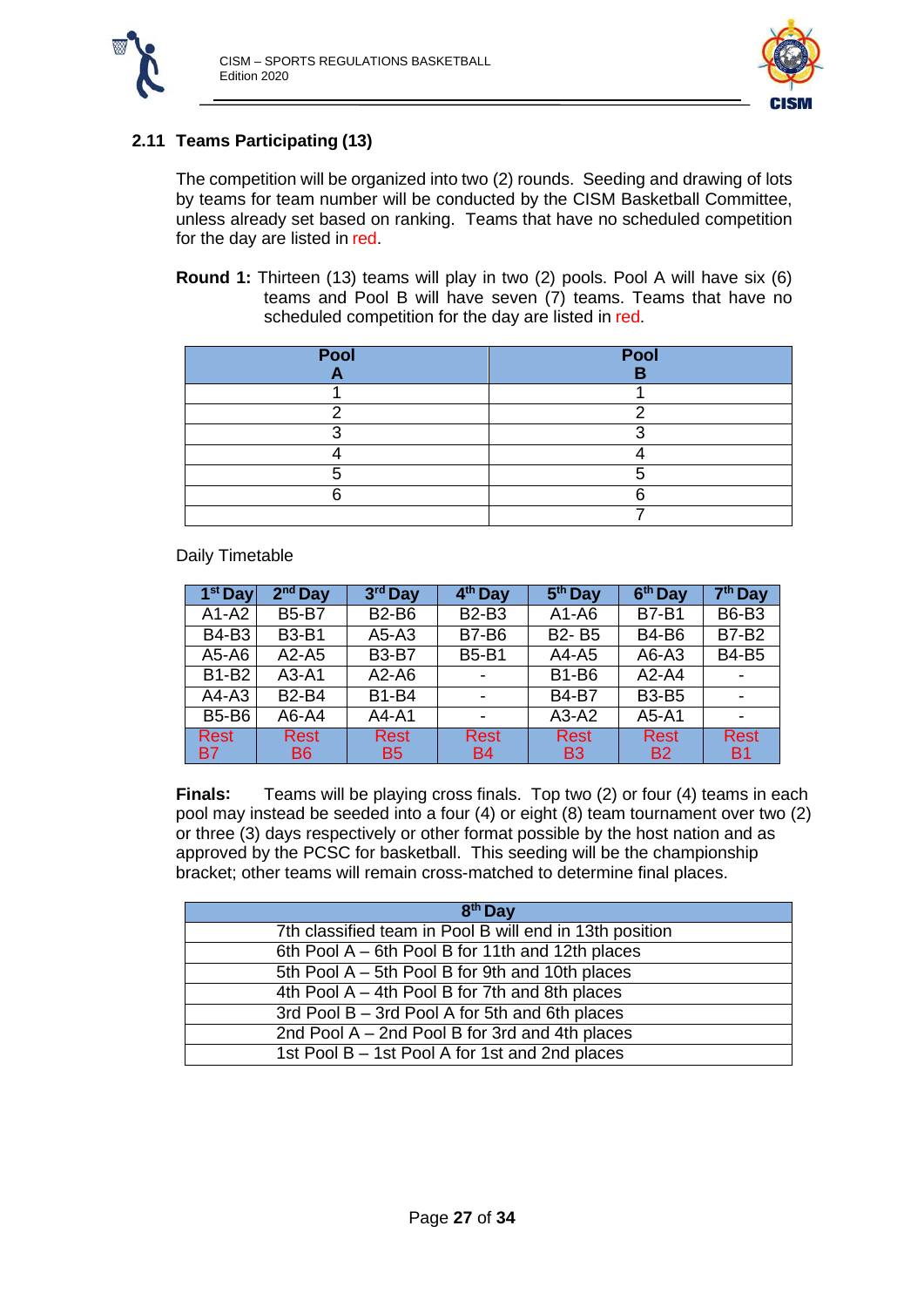## 2.11 Teams Participating (13)

The competition will be organized into two (2) rounds. Seeding and drawing of lots by teams for team number will be conducted by the CISM Basketball Committee, unless already set based on ranking. Teams that have no scheduled competition for the day are listed in red.

**Round 1:** Thirteen (13) teams will play in two (2) pools. Pool A will have six (6) teams and Pool B will have seven (7) teams. Teams that have no scheduled competition for the day are listed in red.

| Pool A | Pool B |
|---|---|
| 1 | 1 |
| 2 | 2 |
| 3 | 3 |
| 4 | 4 |
| 5 | 5 |
| 6 | 6 |
| | 7 |

Daily Timetable

| 1st Day | 2nd Day | 3rd Day | 4th Day | 5th Day | 6th Day | 7th Day |
|---|---|---|---|---|---|---|
| A1-A2 | B5-B7 | B2-B6 | B2-B3 | A1-A6 | B7-B1 | B6-B3 |
| B4-B3 | B3-B1 | A5-A3 | B7-B6 | B2- B5 | B4-B6 | B7-B2 |
| A5-A6 | A2-A5 | B3-B7 | B5-B1 | A4-A5 | A6-A3 | B4-B5 |
| B1-B2 | A3-A1 | A2-A6 | - | B1-B6 | A2-A4 | - |
| A4-A3 | B2-B4 | B1-B4 | - | B4-B7 | B3-B5 | - |
| B5-B6 | A6-A4 | A4-A1 | - | A3-A2 | A5-A1 | - |
| Rest B7 | Rest B6 | Rest B5 | Rest B4 | Rest B3 | Rest B2 | Rest B1 |

**Finals:** Teams will be playing cross finals. Top two (2) or four (4) teams in each pool may instead be seeded into a four (4) or eight (8) team tournament over two (2) or three (3) days respectively or other format possible by the host nation and as approved by the PCSC for basketball. This seeding will be the championship bracket; other teams will remain cross-matched to determine final places.

| 8th Day |
|---|
| 7th classified team in Pool B will end in 13th position |
| 6th Pool A – 6th Pool B for 11th and 12th places |
| 5th Pool A – 5th Pool B for 9th and 10th places |
| 4th Pool A – 4th Pool B for 7th and 8th places |
| 3rd Pool B – 3rd Pool A for 5th and 6th places |
| 2nd Pool A – 2nd Pool B for 3rd and 4th places |
| 1st Pool B – 1st Pool A for 1st and 2nd places |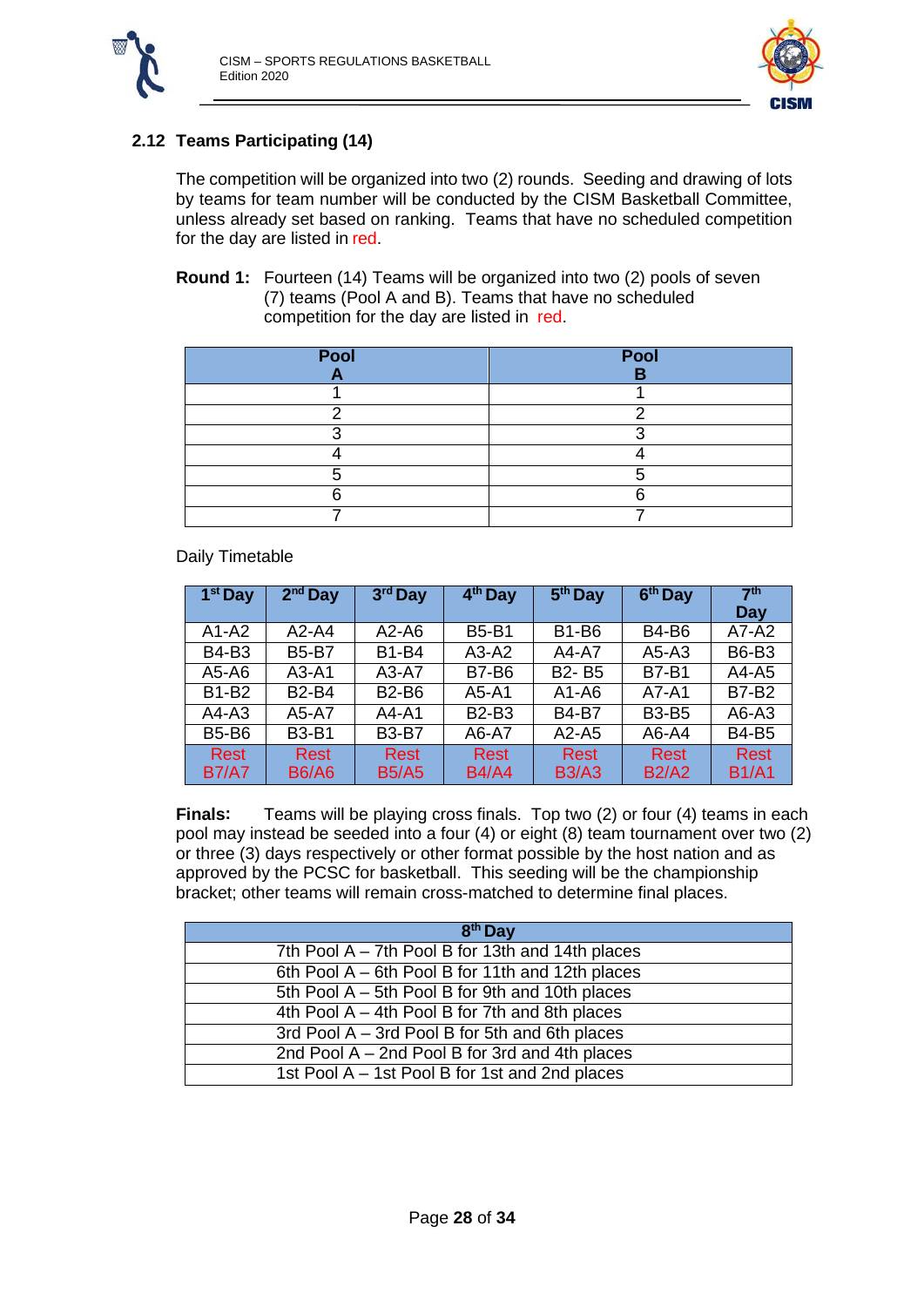## 2.12 Teams Participating (14)

The competition will be organized into two (2) rounds. Seeding and drawing of lots by teams for team number will be conducted by the CISM Basketball Committee, unless already set based on ranking. Teams that have no scheduled competition for the day are listed in red.

**Round 1:** Fourteen (14) Teams will be organized into two (2) pools of seven (7) teams (Pool A and B). Teams that have no scheduled competition for the day are listed in red.

| Pool A | Pool B |
|---|---|
| 1 | 1 |
| 2 | 2 |
| 3 | 3 |
| 4 | 4 |
| 5 | 5 |
| 6 | 6 |
| 7 | 7 |

Daily Timetable

| 1st Day | 2nd Day | 3rd Day | 4th Day | 5th Day | 6th Day | 7th Day |
|---|---|---|---|---|---|---|
| A1-A2 | A2-A4 | A2-A6 | B5-B1 | B1-B6 | B4-B6 | A7-A2 |
| B4-B3 | B5-B7 | B1-B4 | A3-A2 | A4-A7 | A5-A3 | B6-B3 |
| A5-A6 | A3-A1 | A3-A7 | B7-B6 | B2- B5 | B7-B1 | A4-A5 |
| B1-B2 | B2-B4 | B2-B6 | A5-A1 | A1-A6 | A7-A1 | B7-B2 |
| A4-A3 | A5-A7 | A4-A1 | B2-B3 | B4-B7 | B3-B5 | A6-A3 |
| B5-B6 | B3-B1 | B3-B7 | A6-A7 | A2-A5 | A6-A4 | B4-B5 |
| Rest B7/A7 | Rest B6/A6 | Rest B5/A5 | Rest B4/A4 | Rest B3/A3 | Rest B2/A2 | Rest B1/A1 |

**Finals:** Teams will be playing cross finals. Top two (2) or four (4) teams in each pool may instead be seeded into a four (4) or eight (8) team tournament over two (2) or three (3) days respectively or other format possible by the host nation and as approved by the PCSC for basketball. This seeding will be the championship bracket; other teams will remain cross-matched to determine final places.

| 8th Day |
|---|
| 7th Pool A – 7th Pool B for 13th and 14th places |
| 6th Pool A – 6th Pool B for 11th and 12th places |
| 5th Pool A – 5th Pool B for 9th and 10th places |
| 4th Pool A – 4th Pool B for 7th and 8th places |
| 3rd Pool A – 3rd Pool B for 5th and 6th places |
| 2nd Pool A – 2nd Pool B for 3rd and 4th places |
| 1st Pool A – 1st Pool B for 1st and 2nd places |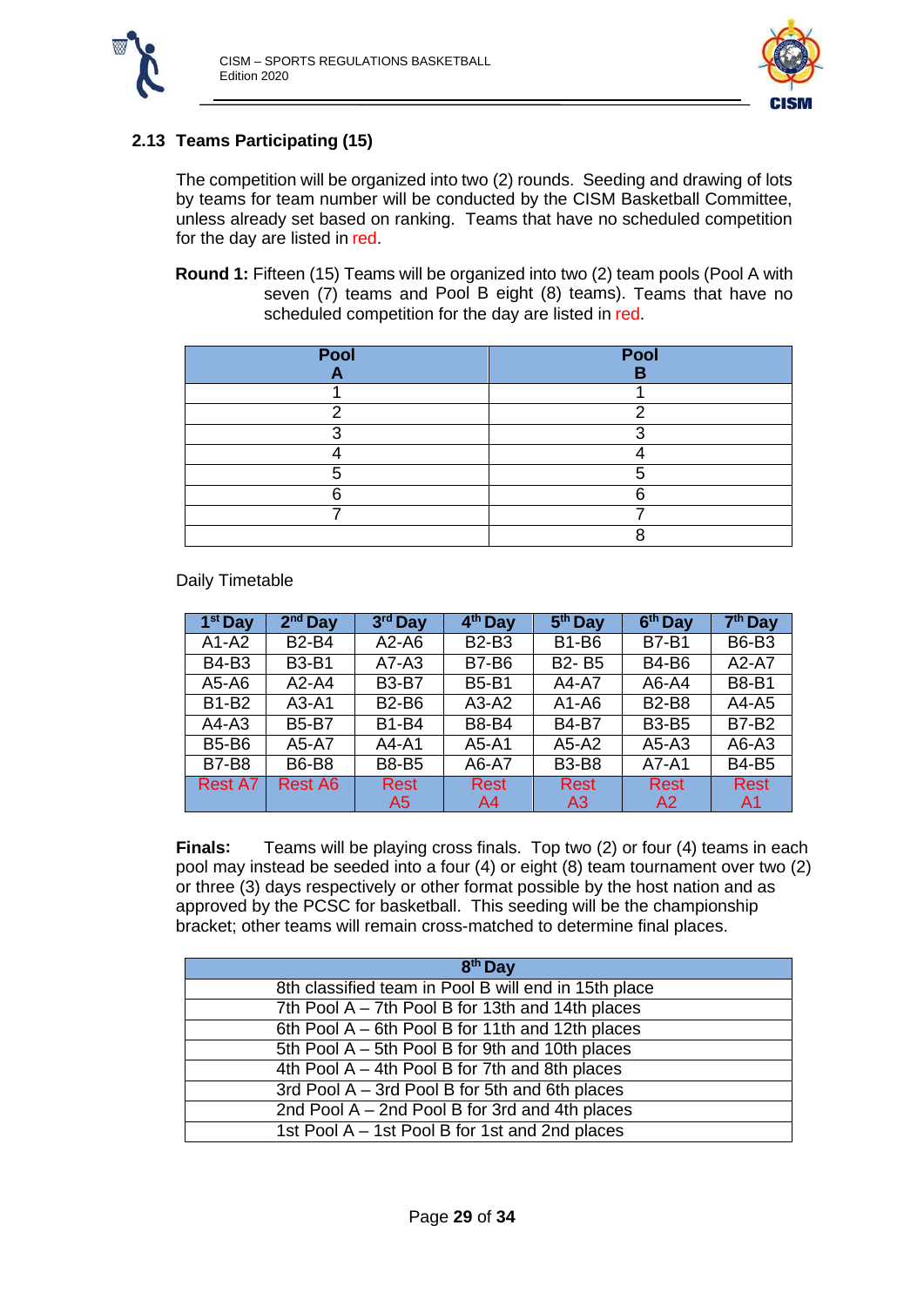## 2.13 Teams Participating (15)

The competition will be organized into two (2) rounds. Seeding and drawing of lots by teams for team number will be conducted by the CISM Basketball Committee, unless already set based on ranking. Teams that have no scheduled competition for the day are listed in red.

**Round 1:** Fifteen (15) Teams will be organized into two (2) team pools (Pool A with seven (7) teams and Pool B eight (8) teams). Teams that have no scheduled competition for the day are listed in red.

| Pool A | Pool B |
|---|---|
| 1 | 1 |
| 2 | 2 |
| 3 | 3 |
| 4 | 4 |
| 5 | 5 |
| 6 | 6 |
| 7 | 7 |
| | 8 |

Daily Timetable

| 1st Day | 2nd Day | 3rd Day | 4th Day | 5th Day | 6th Day | 7th Day |
|---|---|---|---|---|---|---|
| A1-A2 | B2-B4 | A2-A6 | B2-B3 | B1-B6 | B7-B1 | B6-B3 |
| B4-B3 | B3-B1 | A7-A3 | B7-B6 | B2- B5 | B4-B6 | A2-A7 |
| A5-A6 | A2-A4 | B3-B7 | B5-B1 | A4-A7 | A6-A4 | B8-B1 |
| B1-B2 | A3-A1 | B2-B6 | A3-A2 | A1-A6 | B2-B8 | A4-A5 |
| A4-A3 | B5-B7 | B1-B4 | B8-B4 | B4-B7 | B3-B5 | B7-B2 |
| B5-B6 | A5-A7 | A4-A1 | A5-A1 | A5-A2 | A5-A3 | A6-A3 |
| B7-B8 | B6-B8 | B8-B5 | A6-A7 | B3-B8 | A7-A1 | B4-B5 |
| Rest A7 | Rest A6 | Rest A5 | Rest A4 | Rest A3 | Rest A2 | Rest A1 |

**Finals:** Teams will be playing cross finals. Top two (2) or four (4) teams in each pool may instead be seeded into a four (4) or eight (8) team tournament over two (2) or three (3) days respectively or other format possible by the host nation and as approved by the PCSC for basketball. This seeding will be the championship bracket; other teams will remain cross-matched to determine final places.

| 8th Day |
|---|
| 8th classified team in Pool B will end in 15th place |
| 7th Pool A – 7th Pool B for 13th and 14th places |
| 6th Pool A – 6th Pool B for 11th and 12th places |
| 5th Pool A – 5th Pool B for 9th and 10th places |
| 4th Pool A – 4th Pool B for 7th and 8th places |
| 3rd Pool A – 3rd Pool B for 5th and 6th places |
| 2nd Pool A – 2nd Pool B for 3rd and 4th places |
| 1st Pool A – 1st Pool B for 1st and 2nd places |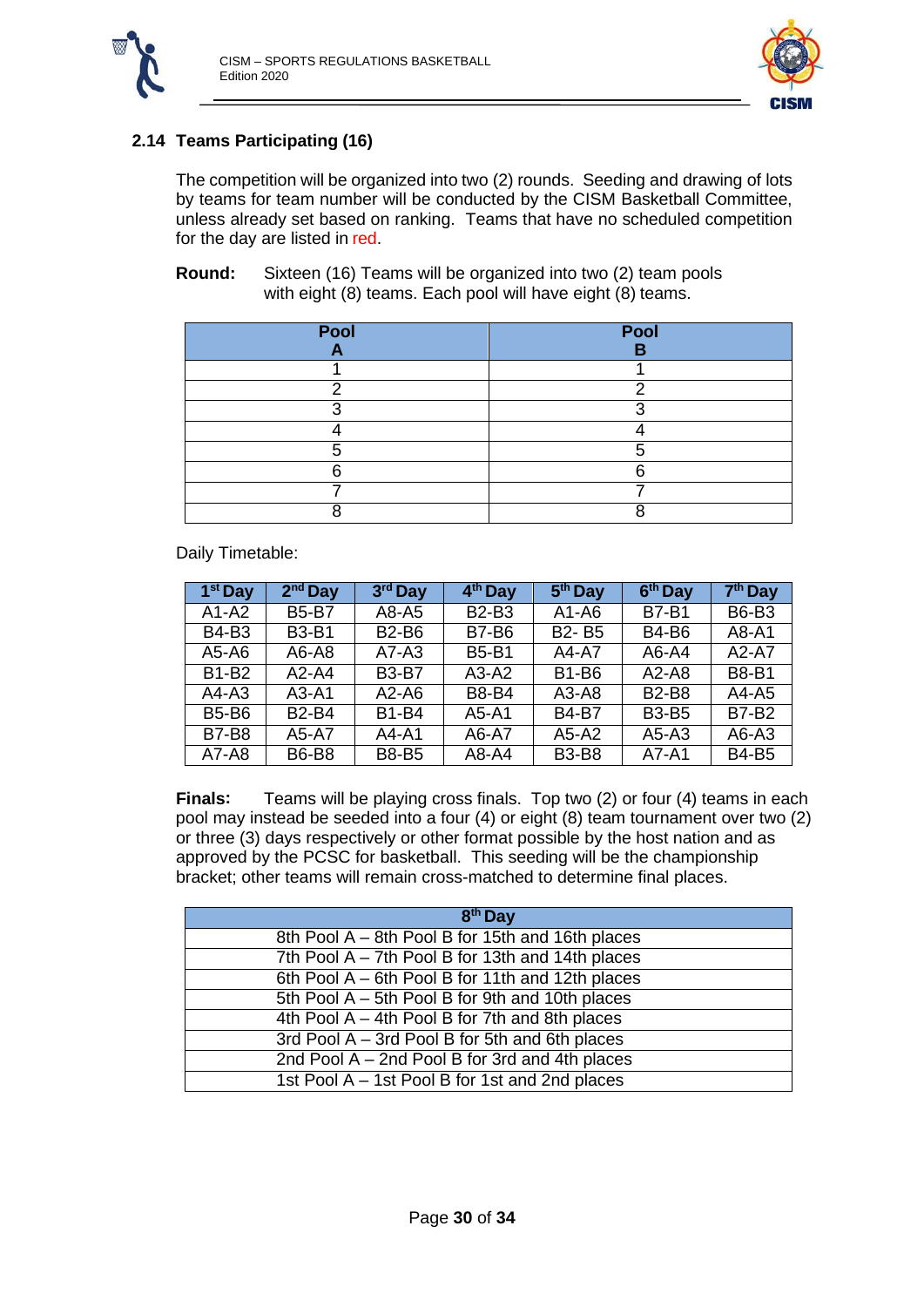## 2.14 Teams Participating (16)

The competition will be organized into two (2) rounds. Seeding and drawing of lots by teams for team number will be conducted by the CISM Basketball Committee, unless already set based on ranking. Teams that have no scheduled competition for the day are listed in red.

**Round:** Sixteen (16) Teams will be organized into two (2) team pools with eight (8) teams. Each pool will have eight (8) teams.

| Pool A | Pool B |
|---|---|
| 1 | 1 |
| 2 | 2 |
| 3 | 3 |
| 4 | 4 |
| 5 | 5 |
| 6 | 6 |
| 7 | 7 |
| 8 | 8 |

Daily Timetable:

| 1st Day | 2nd Day | 3rd Day | 4th Day | 5th Day | 6th Day | 7th Day |
|---|---|---|---|---|---|---|
| A1-A2 | B5-B7 | A8-A5 | B2-B3 | A1-A6 | B7-B1 | B6-B3 |
| B4-B3 | B3-B1 | B2-B6 | B7-B6 | B2- B5 | B4-B6 | A8-A1 |
| A5-A6 | A6-A8 | A7-A3 | B5-B1 | A4-A7 | A6-A4 | A2-A7 |
| B1-B2 | A2-A4 | B3-B7 | A3-A2 | B1-B6 | A2-A8 | B8-B1 |
| A4-A3 | A3-A1 | A2-A6 | B8-B4 | A3-A8 | B2-B8 | A4-A5 |
| B5-B6 | B2-B4 | B1-B4 | A5-A1 | B4-B7 | B3-B5 | B7-B2 |
| B7-B8 | A5-A7 | A4-A1 | A6-A7 | A5-A2 | A5-A3 | A6-A3 |
| A7-A8 | B6-B8 | B8-B5 | A8-A4 | B3-B8 | A7-A1 | B4-B5 |

**Finals:** Teams will be playing cross finals. Top two (2) or four (4) teams in each pool may instead be seeded into a four (4) or eight (8) team tournament over two (2) or three (3) days respectively or other format possible by the host nation and as approved by the PCSC for basketball. This seeding will be the championship bracket; other teams will remain cross-matched to determine final places.

| 8th Day |
|---|
| 8th Pool A – 8th Pool B for 15th and 16th places |
| 7th Pool A – 7th Pool B for 13th and 14th places |
| 6th Pool A – 6th Pool B for 11th and 12th places |
| 5th Pool A – 5th Pool B for 9th and 10th places |
| 4th Pool A – 4th Pool B for 7th and 8th places |
| 3rd Pool A – 3rd Pool B for 5th and 6th places |
| 2nd Pool A – 2nd Pool B for 3rd and 4th places |
| 1st Pool A – 1st Pool B for 1st and 2nd places |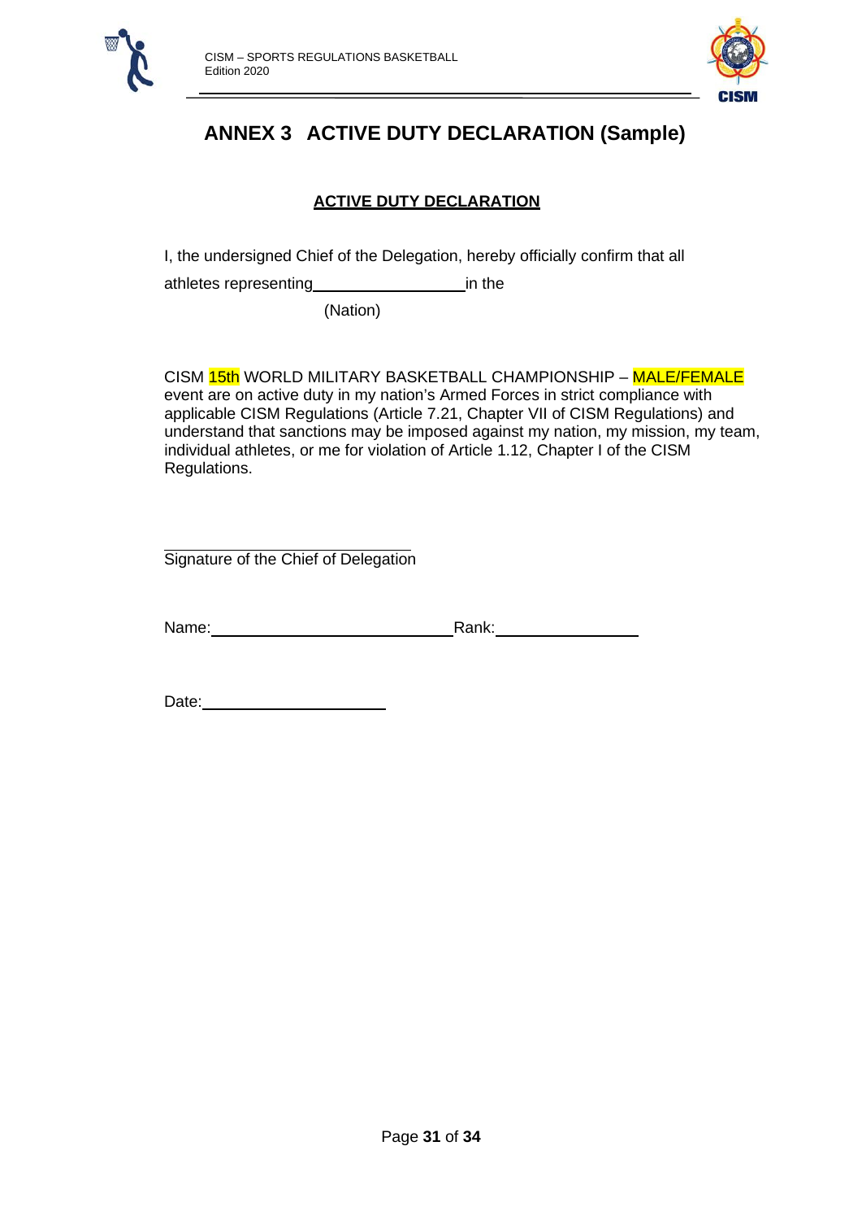# ANNEX 3 ACTIVE DUTY DECLARATION (Sample)

**ACTIVE DUTY DECLARATION**

I, the undersigned Chief of the Delegation, hereby officially confirm that all

athletes representing\_\_\_\_\_\_\_\_\_\_\_\_\_\_\_\_\_\_in the

(Nation)

CISM 15th WORLD MILITARY BASKETBALL CHAMPIONSHIP – MALE/FEMALE event are on active duty in my nation's Armed Forces in strict compliance with applicable CISM Regulations (Article 7.21, Chapter VII of CISM Regulations) and understand that sanctions may be imposed against my nation, my mission, my team, individual athletes, or me for violation of Article 1.12, Chapter I of the CISM Regulations.

\_\_\_\_\_\_\_\_\_\_\_\_\_\_\_\_\_\_\_\_\_\_\_\_\_\_\_\_\_\_

Signature of the Chief of Delegation

Name:\_\_\_\_\_\_\_\_\_\_\_\_\_\_\_\_\_\_\_\_\_\_\_\_\_\_\_\_Rank:\_\_\_\_\_\_\_\_\_\_\_\_\_\_\_\_\_\_

Date:\_\_\_\_\_\_\_\_\_\_\_\_\_\_\_\_\_\_\_\_\_\_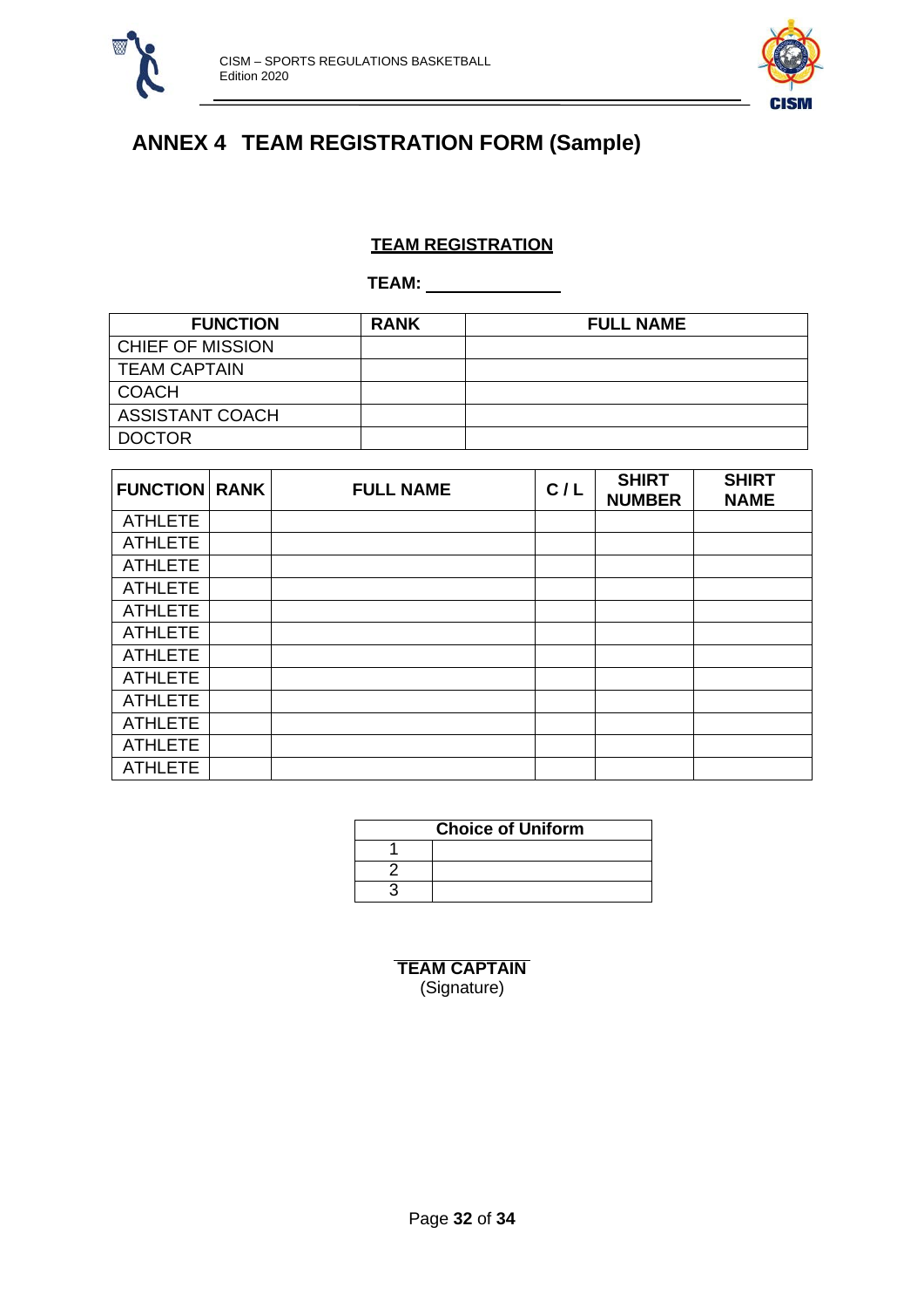## ANNEX 4 TEAM REGISTRATION FORM (Sample)

**TEAM REGISTRATION**

**TEAM:** ______________

| FUNCTION | RANK | FULL NAME |
|---|---|---|
| CHIEF OF MISSION | | |
| TEAM CAPTAIN | | |
| COACH | | |
| ASSISTANT COACH | | |
| DOCTOR | | |

| FUNCTION | RANK | FULL NAME | C / L | SHIRT NUMBER | SHIRT NAME |
|---|---|---|---|---|---|
| ATHLETE | | | | | |
| ATHLETE | | | | | |
| ATHLETE | | | | | |
| ATHLETE | | | | | |
| ATHLETE | | | | | |
| ATHLETE | | | | | |
| ATHLETE | | | | | |
| ATHLETE | | | | | |
| ATHLETE | | | | | |
| ATHLETE | | | | | |
| ATHLETE | | | | | |
| ATHLETE | | | | | |

| Choice of Uniform | |
|---|---|
| 1 | |
| 2 | |
| 3 | |

______________
**TEAM CAPTAIN**
(Signature)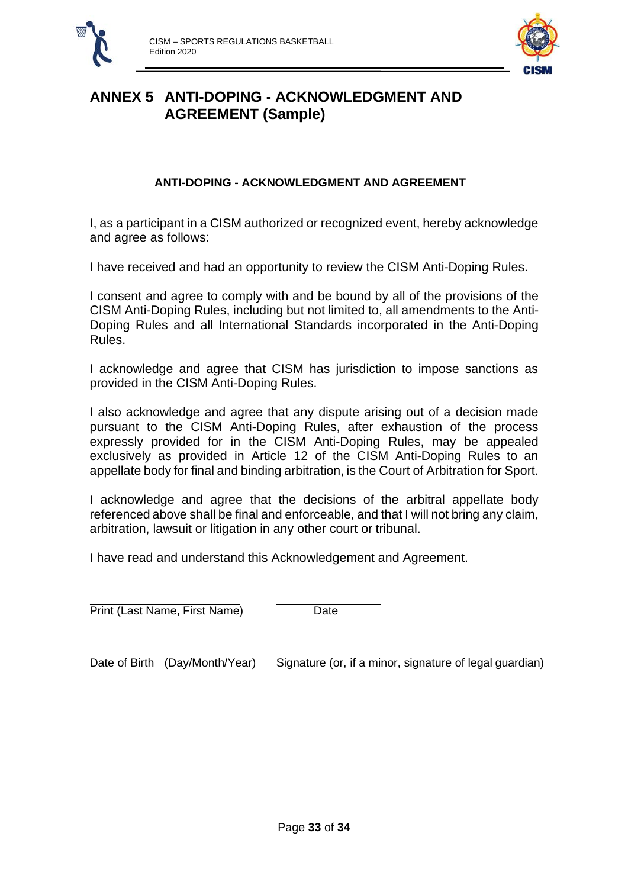# ANNEX 5 ANTI-DOPING - ACKNOWLEDGMENT AND AGREEMENT (Sample)

**ANTI-DOPING - ACKNOWLEDGMENT AND AGREEMENT**

I, as a participant in a CISM authorized or recognized event, hereby acknowledge and agree as follows:

I have received and had an opportunity to review the CISM Anti-Doping Rules.

I consent and agree to comply with and be bound by all of the provisions of the CISM Anti-Doping Rules, including but not limited to, all amendments to the Anti-Doping Rules and all International Standards incorporated in the Anti-Doping Rules.

I acknowledge and agree that CISM has jurisdiction to impose sanctions as provided in the CISM Anti-Doping Rules.

I also acknowledge and agree that any dispute arising out of a decision made pursuant to the CISM Anti-Doping Rules, after exhaustion of the process expressly provided for in the CISM Anti-Doping Rules, may be appealed exclusively as provided in Article 12 of the CISM Anti-Doping Rules to an appellate body for final and binding arbitration, is the Court of Arbitration for Sport.

I acknowledge and agree that the decisions of the arbitral appellate body referenced above shall be final and enforceable, and that I will not bring any claim, arbitration, lawsuit or litigation in any other court or tribunal.

I have read and understand this Acknowledgement and Agreement.

\_\_\_\_\_\_\_\_\_\_\_\_\_\_\_\_\_\_\_\_\_\_\_\_\_\_ \_\_\_\_\_\_\_\_\_\_\_\_\_\_\_\_\_\_

Print (Last Name, First Name) Date

\_\_\_\_\_\_\_\_\_\_\_\_\_\_\_\_\_\_\_\_\_\_\_\_\_\_ \_\_\_\_\_\_\_\_\_\_\_\_\_\_\_\_\_\_\_\_\_\_\_\_\_\_\_\_\_\_\_\_\_\_\_\_\_\_\_\_

Date of Birth (Day/Month/Year) Signature (or, if a minor, signature of legal guardian)